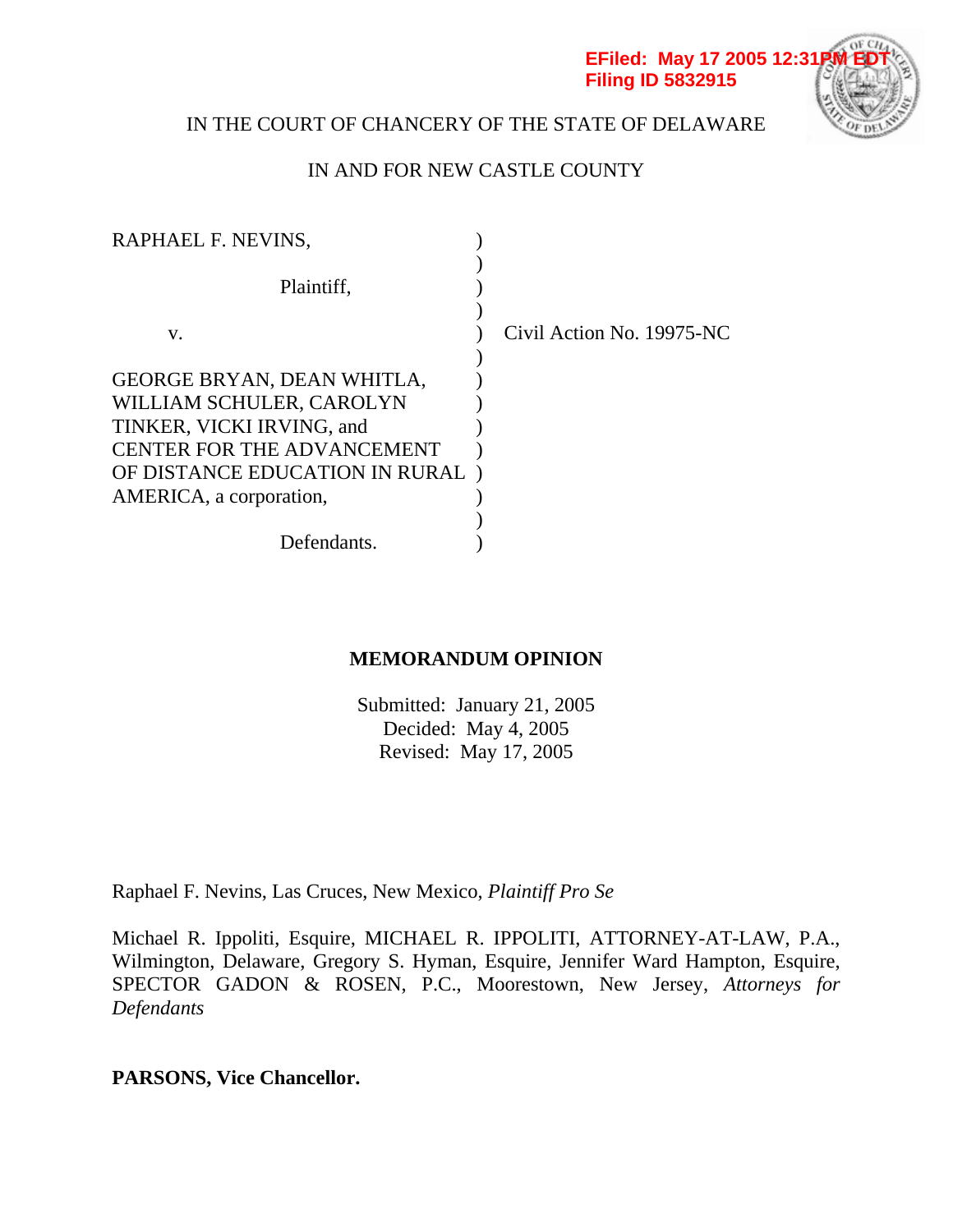EFiled: May 17 2005 12:31PM EDT
Filing ID 5832915

IN THE COURT OF CHANCERY OF THE STATE OF DELAWARE

IN AND FOR NEW CASTLE COUNTY

| | | |
|---|---|---|
| RAPHAEL F. NEVINS, | ) | |
| Plaintiff, | ) | |
| v. | ) | Civil Action No. 19975-NC |
| GEORGE BRYAN, DEAN WHITLA, WILLIAM SCHULER, CAROLYN TINKER, VICKI IRVING, and CENTER FOR THE ADVANCEMENT OF DISTANCE EDUCATION IN RURAL AMERICA, a corporation, | ) | |
| Defendants. | ) | |

**MEMORANDUM OPINION**

Submitted: January 21, 2005
Decided: May 4, 2005
Revised: May 17, 2005

Raphael F. Nevins, Las Cruces, New Mexico, *Plaintiff Pro Se*

Michael R. Ippoliti, Esquire, MICHAEL R. IPPOLITI, ATTORNEY-AT-LAW, P.A., Wilmington, Delaware, Gregory S. Hyman, Esquire, Jennifer Ward Hampton, Esquire, SPECTOR GADON & ROSEN, P.C., Moorestown, New Jersey, *Attorneys for Defendants*

**PARSONS, Vice Chancellor.**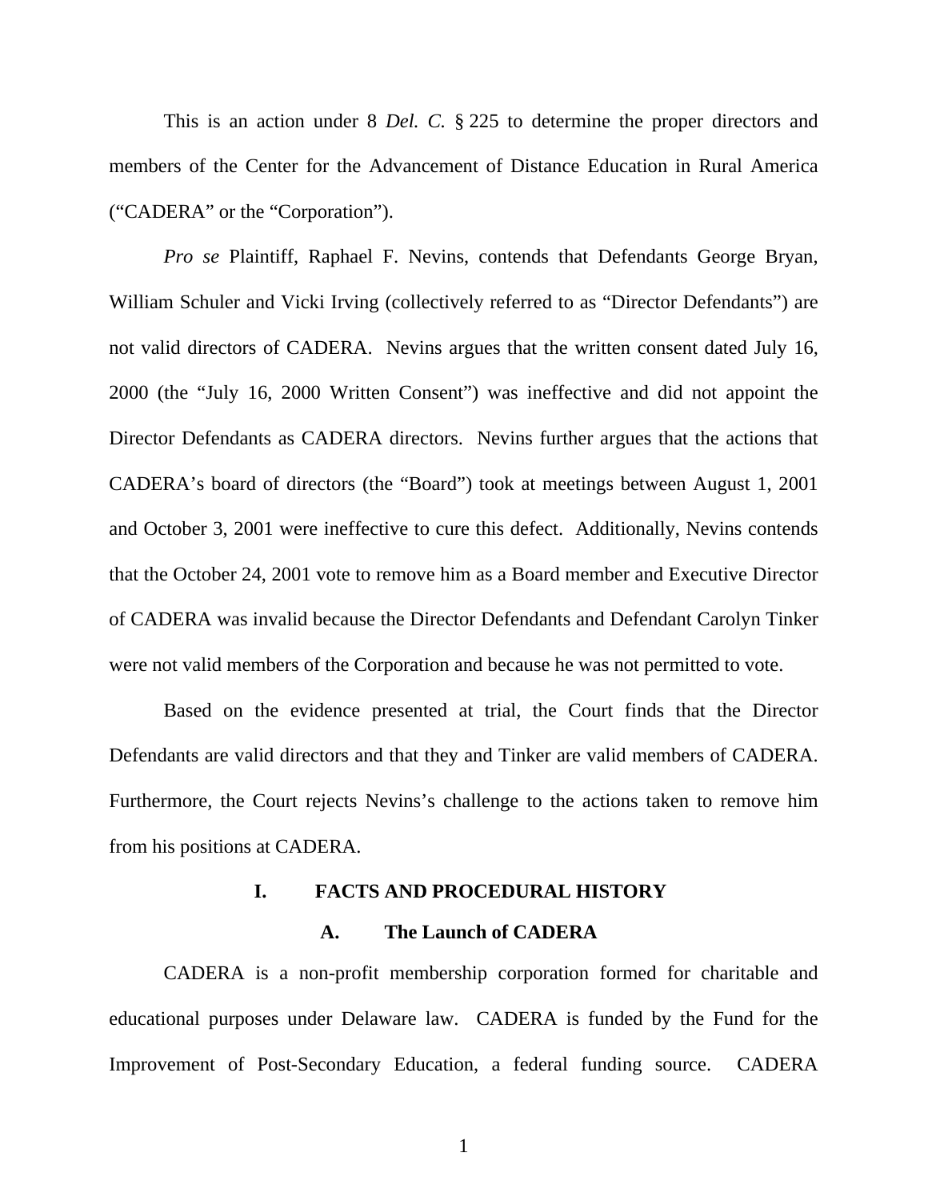This is an action under 8 *Del. C.* § 225 to determine the proper directors and members of the Center for the Advancement of Distance Education in Rural America ("CADERA" or the "Corporation").

*Pro se* Plaintiff, Raphael F. Nevins, contends that Defendants George Bryan, William Schuler and Vicki Irving (collectively referred to as "Director Defendants") are not valid directors of CADERA. Nevins argues that the written consent dated July 16, 2000 (the "July 16, 2000 Written Consent") was ineffective and did not appoint the Director Defendants as CADERA directors. Nevins further argues that the actions that CADERA's board of directors (the "Board") took at meetings between August 1, 2001 and October 3, 2001 were ineffective to cure this defect. Additionally, Nevins contends that the October 24, 2001 vote to remove him as a Board member and Executive Director of CADERA was invalid because the Director Defendants and Defendant Carolyn Tinker were not valid members of the Corporation and because he was not permitted to vote.

Based on the evidence presented at trial, the Court finds that the Director Defendants are valid directors and that they and Tinker are valid members of CADERA. Furthermore, the Court rejects Nevins's challenge to the actions taken to remove him from his positions at CADERA.

## I. FACTS AND PROCEDURAL HISTORY

### A. The Launch of CADERA

CADERA is a non-profit membership corporation formed for charitable and educational purposes under Delaware law. CADERA is funded by the Fund for the Improvement of Post-Secondary Education, a federal funding source. CADERA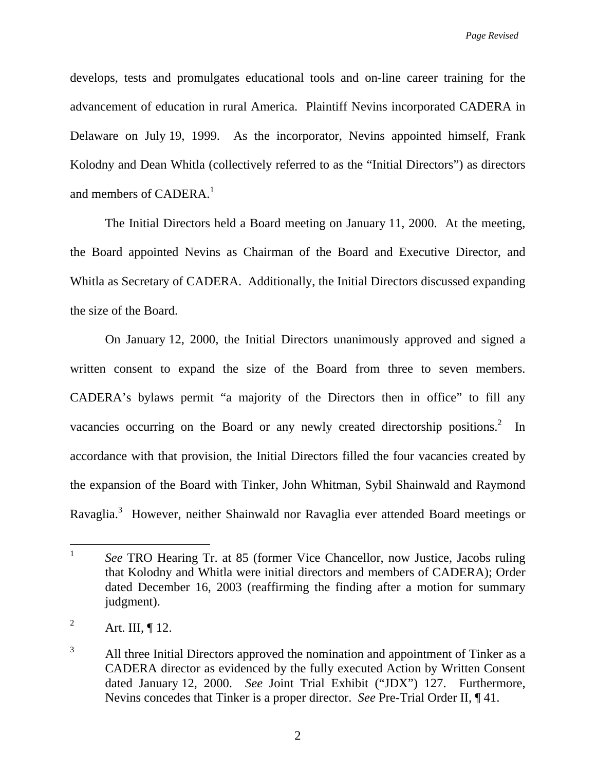develops, tests and promulgates educational tools and on-line career training for the advancement of education in rural America. Plaintiff Nevins incorporated CADERA in Delaware on July 19, 1999. As the incorporator, Nevins appointed himself, Frank Kolodny and Dean Whitla (collectively referred to as the "Initial Directors") as directors and members of CADERA.[1]

The Initial Directors held a Board meeting on January 11, 2000. At the meeting, the Board appointed Nevins as Chairman of the Board and Executive Director, and Whitla as Secretary of CADERA. Additionally, the Initial Directors discussed expanding the size of the Board.

On January 12, 2000, the Initial Directors unanimously approved and signed a written consent to expand the size of the Board from three to seven members. CADERA's bylaws permit "a majority of the Directors then in office" to fill any vacancies occurring on the Board or any newly created directorship positions.[2] In accordance with that provision, the Initial Directors filled the four vacancies created by the expansion of the Board with Tinker, John Whitman, Sybil Shainwald and Raymond Ravaglia.[3] However, neither Shainwald nor Ravaglia ever attended Board meetings or

---

[1] *See* TRO Hearing Tr. at 85 (former Vice Chancellor, now Justice, Jacobs ruling that Kolodny and Whitla were initial directors and members of CADERA); Order dated December 16, 2003 (reaffirming the finding after a motion for summary judgment).

[2] Art. III, ¶ 12.

[3] All three Initial Directors approved the nomination and appointment of Tinker as a CADERA director as evidenced by the fully executed Action by Written Consent dated January 12, 2000. *See* Joint Trial Exhibit ("JDX") 127. Furthermore, Nevins concedes that Tinker is a proper director. *See* Pre-Trial Order II, ¶ 41.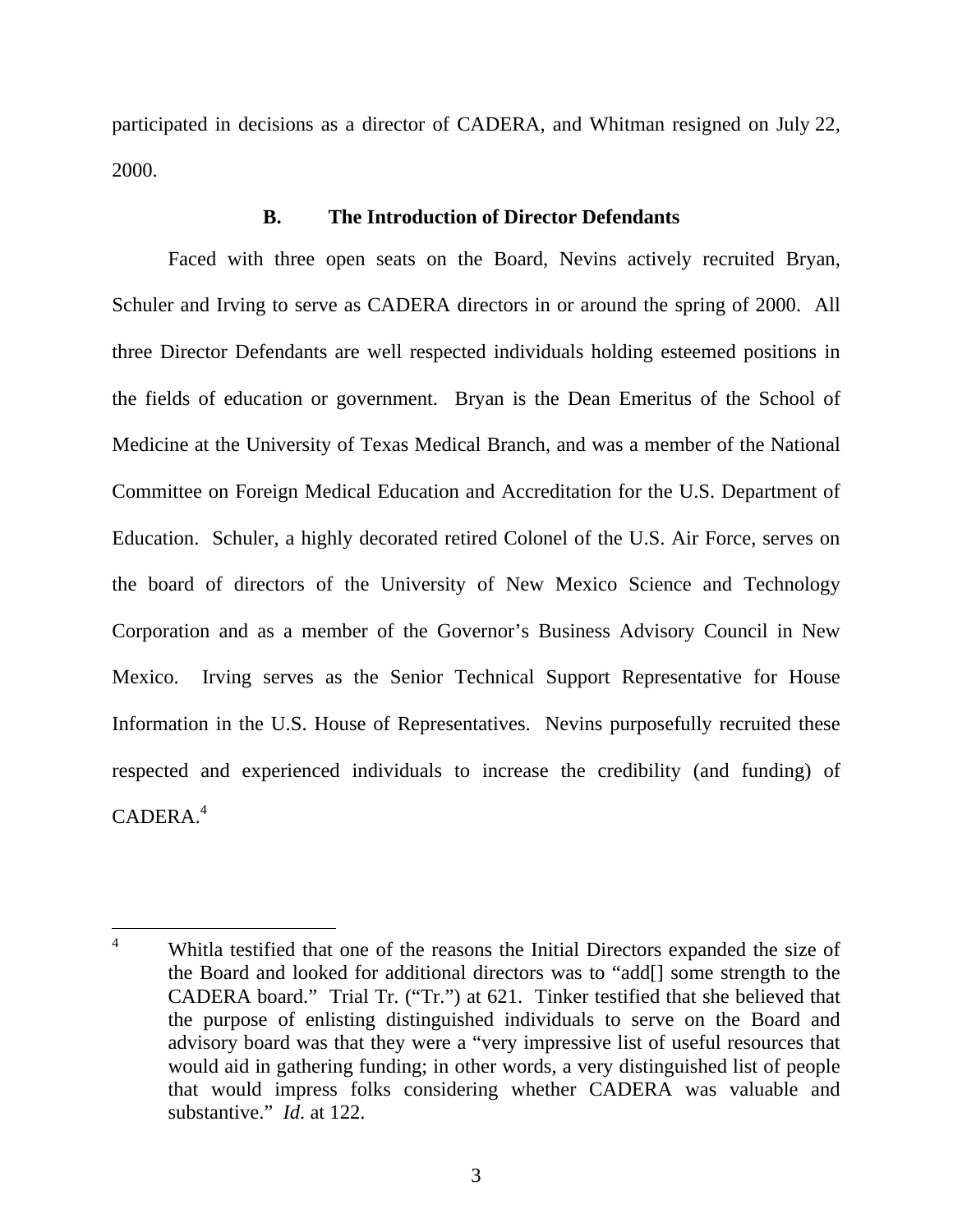participated in decisions as a director of CADERA, and Whitman resigned on July 22, 2000.

### B. The Introduction of Director Defendants

Faced with three open seats on the Board, Nevins actively recruited Bryan, Schuler and Irving to serve as CADERA directors in or around the spring of 2000. All three Director Defendants are well respected individuals holding esteemed positions in the fields of education or government. Bryan is the Dean Emeritus of the School of Medicine at the University of Texas Medical Branch, and was a member of the National Committee on Foreign Medical Education and Accreditation for the U.S. Department of Education. Schuler, a highly decorated retired Colonel of the U.S. Air Force, serves on the board of directors of the University of New Mexico Science and Technology Corporation and as a member of the Governor's Business Advisory Council in New Mexico. Irving serves as the Senior Technical Support Representative for House Information in the U.S. House of Representatives. Nevins purposefully recruited these respected and experienced individuals to increase the credibility (and funding) of CADERA.[4]

---

[4] Whitla testified that one of the reasons the Initial Directors expanded the size of the Board and looked for additional directors was to "add[] some strength to the CADERA board." Trial Tr. ("Tr.") at 621. Tinker testified that she believed that the purpose of enlisting distinguished individuals to serve on the Board and advisory board was that they were a "very impressive list of useful resources that would aid in gathering funding; in other words, a very distinguished list of people that would impress folks considering whether CADERA was valuable and substantive." *Id*. at 122.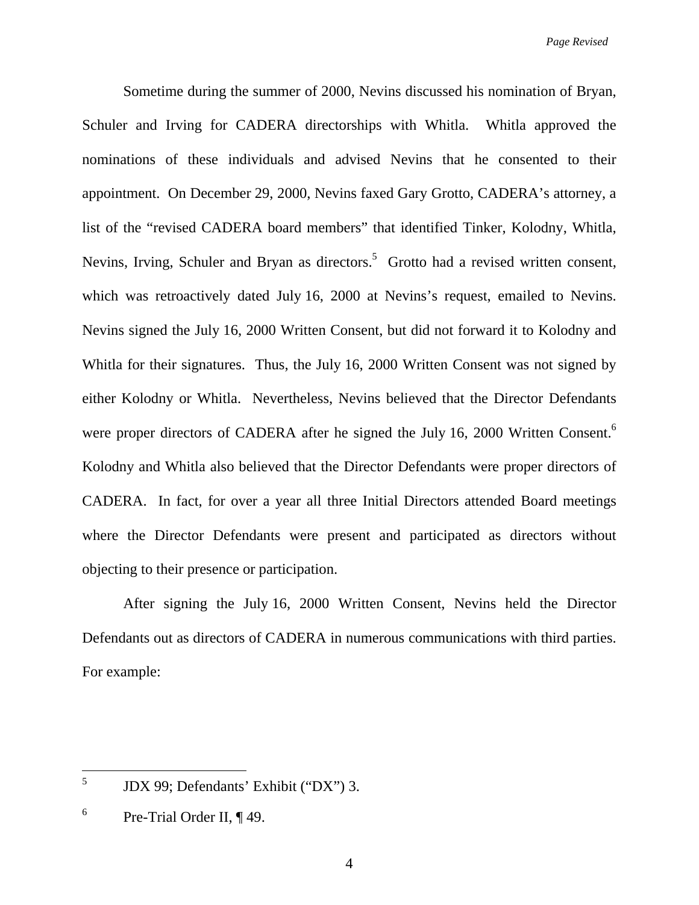Sometime during the summer of 2000, Nevins discussed his nomination of Bryan, Schuler and Irving for CADERA directorships with Whitla. Whitla approved the nominations of these individuals and advised Nevins that he consented to their appointment. On December 29, 2000, Nevins faxed Gary Grotto, CADERA's attorney, a list of the "revised CADERA board members" that identified Tinker, Kolodny, Whitla, Nevins, Irving, Schuler and Bryan as directors.[5] Grotto had a revised written consent, which was retroactively dated July 16, 2000 at Nevins's request, emailed to Nevins. Nevins signed the July 16, 2000 Written Consent, but did not forward it to Kolodny and Whitla for their signatures. Thus, the July 16, 2000 Written Consent was not signed by either Kolodny or Whitla. Nevertheless, Nevins believed that the Director Defendants were proper directors of CADERA after he signed the July 16, 2000 Written Consent.[6] Kolodny and Whitla also believed that the Director Defendants were proper directors of CADERA. In fact, for over a year all three Initial Directors attended Board meetings where the Director Defendants were present and participated as directors without objecting to their presence or participation.

After signing the July 16, 2000 Written Consent, Nevins held the Director Defendants out as directors of CADERA in numerous communications with third parties. For example:

---

[5] JDX 99; Defendants' Exhibit ("DX") 3.

[6] Pre-Trial Order II, ¶ 49.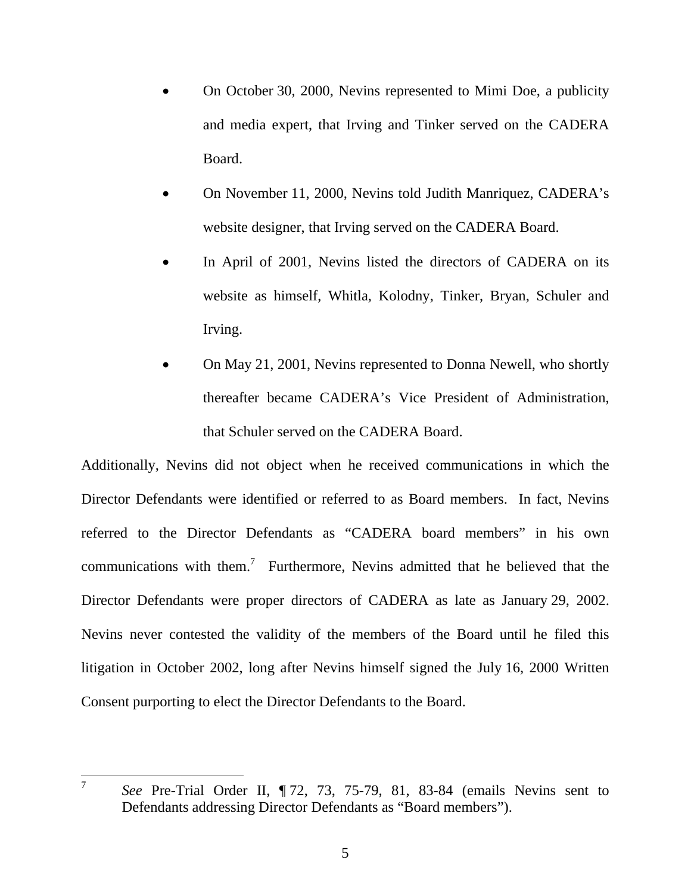- On October 30, 2000, Nevins represented to Mimi Doe, a publicity and media expert, that Irving and Tinker served on the CADERA Board.
- On November 11, 2000, Nevins told Judith Manriquez, CADERA's website designer, that Irving served on the CADERA Board.
- In April of 2001, Nevins listed the directors of CADERA on its website as himself, Whitla, Kolodny, Tinker, Bryan, Schuler and Irving.
- On May 21, 2001, Nevins represented to Donna Newell, who shortly thereafter became CADERA's Vice President of Administration, that Schuler served on the CADERA Board.

Additionally, Nevins did not object when he received communications in which the Director Defendants were identified or referred to as Board members. In fact, Nevins referred to the Director Defendants as "CADERA board members" in his own communications with them.[7] Furthermore, Nevins admitted that he believed that the Director Defendants were proper directors of CADERA as late as January 29, 2002. Nevins never contested the validity of the members of the Board until he filed this litigation in October 2002, long after Nevins himself signed the July 16, 2000 Written Consent purporting to elect the Director Defendants to the Board.

---

[7] *See* Pre-Trial Order II, ¶ 72, 73, 75-79, 81, 83-84 (emails Nevins sent to Defendants addressing Director Defendants as "Board members").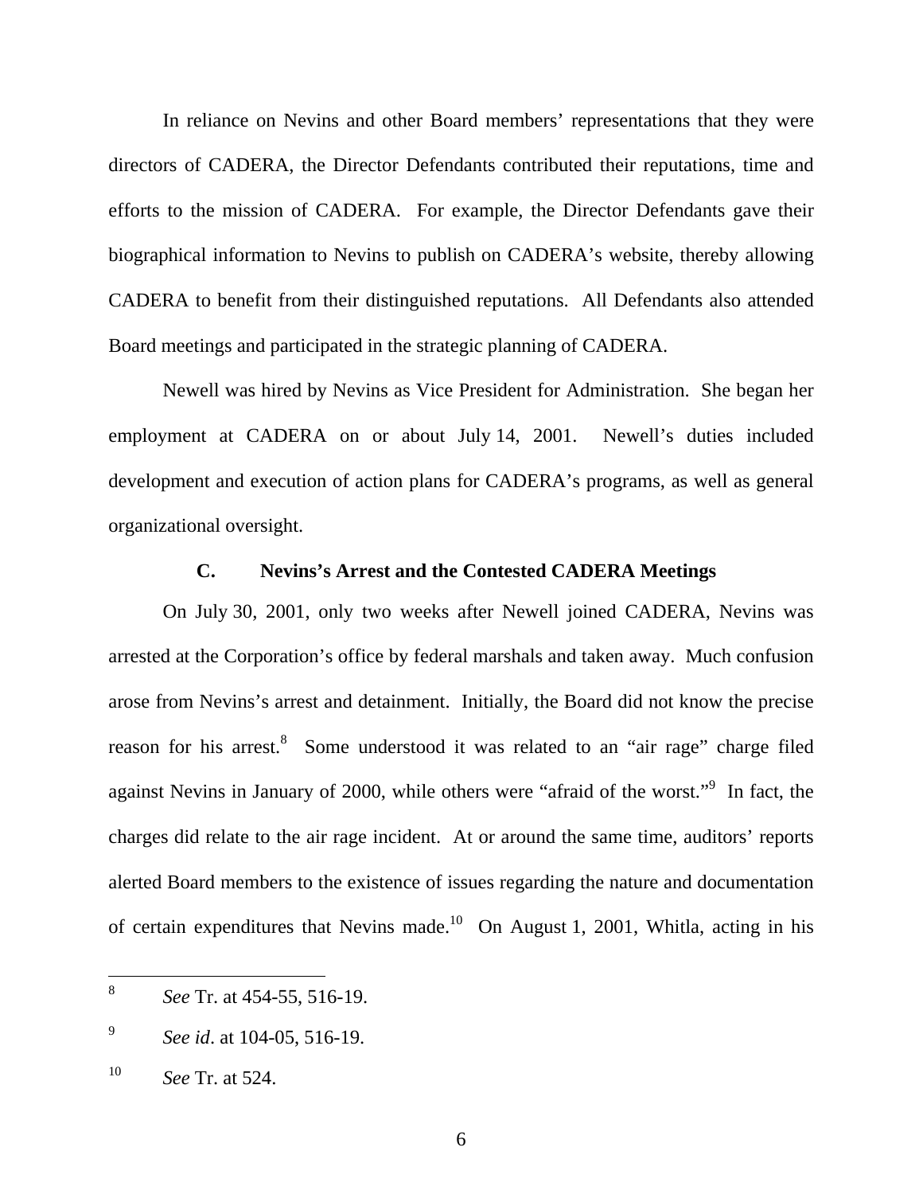In reliance on Nevins and other Board members' representations that they were directors of CADERA, the Director Defendants contributed their reputations, time and efforts to the mission of CADERA. For example, the Director Defendants gave their biographical information to Nevins to publish on CADERA's website, thereby allowing CADERA to benefit from their distinguished reputations. All Defendants also attended Board meetings and participated in the strategic planning of CADERA.

Newell was hired by Nevins as Vice President for Administration. She began her employment at CADERA on or about July 14, 2001. Newell's duties included development and execution of action plans for CADERA's programs, as well as general organizational oversight.

### C. Nevins's Arrest and the Contested CADERA Meetings

On July 30, 2001, only two weeks after Newell joined CADERA, Nevins was arrested at the Corporation's office by federal marshals and taken away. Much confusion arose from Nevins's arrest and detainment. Initially, the Board did not know the precise reason for his arrest.[8] Some understood it was related to an "air rage" charge filed against Nevins in January of 2000, while others were "afraid of the worst."[9] In fact, the charges did relate to the air rage incident. At or around the same time, auditors' reports alerted Board members to the existence of issues regarding the nature and documentation of certain expenditures that Nevins made.[10] On August 1, 2001, Whitla, acting in his

---

[8] *See* Tr. at 454-55, 516-19.

[9] *See id*. at 104-05, 516-19.

[10] *See* Tr. at 524.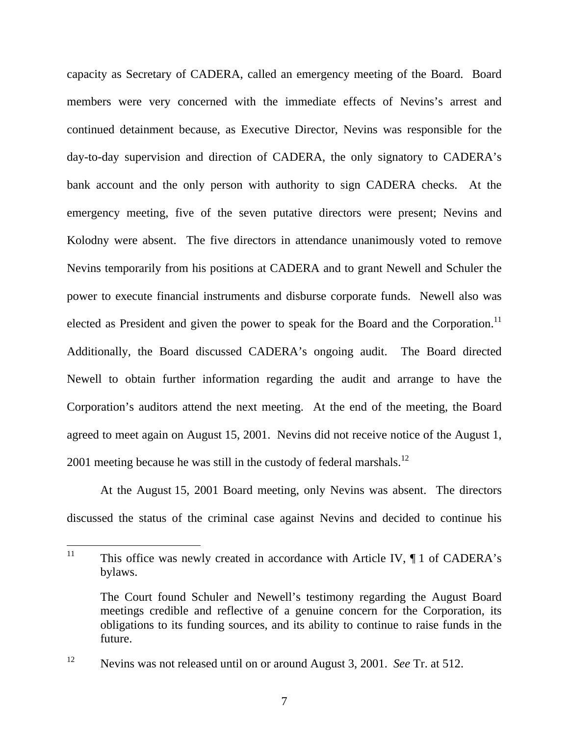capacity as Secretary of CADERA, called an emergency meeting of the Board. Board members were very concerned with the immediate effects of Nevins's arrest and continued detainment because, as Executive Director, Nevins was responsible for the day-to-day supervision and direction of CADERA, the only signatory to CADERA's bank account and the only person with authority to sign CADERA checks. At the emergency meeting, five of the seven putative directors were present; Nevins and Kolodny were absent. The five directors in attendance unanimously voted to remove Nevins temporarily from his positions at CADERA and to grant Newell and Schuler the power to execute financial instruments and disburse corporate funds. Newell also was elected as President and given the power to speak for the Board and the Corporation.[11] Additionally, the Board discussed CADERA's ongoing audit. The Board directed Newell to obtain further information regarding the audit and arrange to have the Corporation's auditors attend the next meeting. At the end of the meeting, the Board agreed to meet again on August 15, 2001. Nevins did not receive notice of the August 1, 2001 meeting because he was still in the custody of federal marshals.[12]

At the August 15, 2001 Board meeting, only Nevins was absent. The directors discussed the status of the criminal case against Nevins and decided to continue his

---

[11] This office was newly created in accordance with Article IV, ¶ 1 of CADERA's bylaws.

The Court found Schuler and Newell's testimony regarding the August Board meetings credible and reflective of a genuine concern for the Corporation, its obligations to its funding sources, and its ability to continue to raise funds in the future.

[12] Nevins was not released until on or around August 3, 2001. *See* Tr. at 512.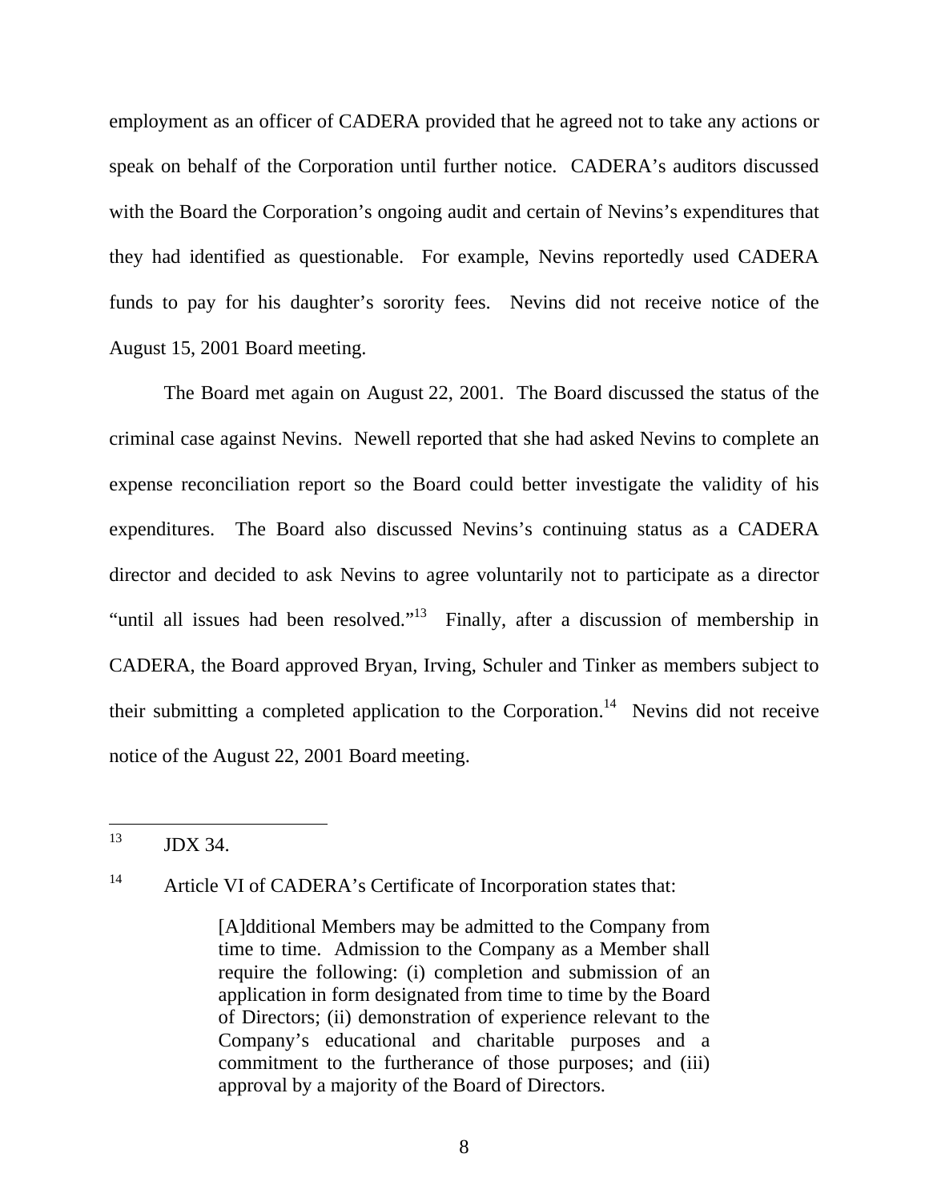employment as an officer of CADERA provided that he agreed not to take any actions or speak on behalf of the Corporation until further notice. CADERA's auditors discussed with the Board the Corporation's ongoing audit and certain of Nevins's expenditures that they had identified as questionable. For example, Nevins reportedly used CADERA funds to pay for his daughter's sorority fees. Nevins did not receive notice of the August 15, 2001 Board meeting.

The Board met again on August 22, 2001. The Board discussed the status of the criminal case against Nevins. Newell reported that she had asked Nevins to complete an expense reconciliation report so the Board could better investigate the validity of his expenditures. The Board also discussed Nevins's continuing status as a CADERA director and decided to ask Nevins to agree voluntarily not to participate as a director "until all issues had been resolved."[13] Finally, after a discussion of membership in CADERA, the Board approved Bryan, Irving, Schuler and Tinker as members subject to their submitting a completed application to the Corporation.[14] Nevins did not receive notice of the August 22, 2001 Board meeting.

---

[13] JDX 34.

[14] Article VI of CADERA's Certificate of Incorporation states that:

> [A]dditional Members may be admitted to the Company from time to time. Admission to the Company as a Member shall require the following: (i) completion and submission of an application in form designated from time to time by the Board of Directors; (ii) demonstration of experience relevant to the Company's educational and charitable purposes and a commitment to the furtherance of those purposes; and (iii) approval by a majority of the Board of Directors.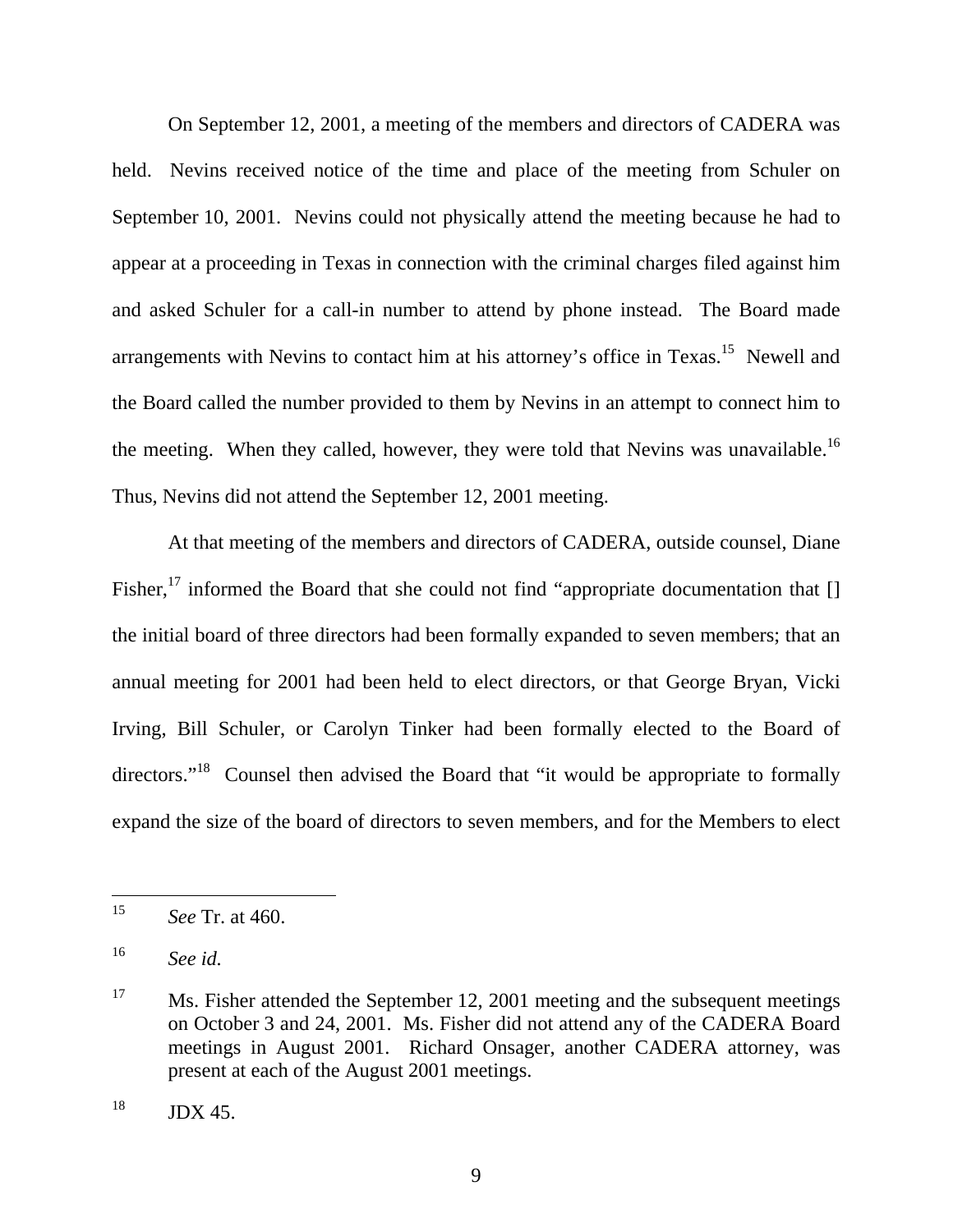On September 12, 2001, a meeting of the members and directors of CADERA was held. Nevins received notice of the time and place of the meeting from Schuler on September 10, 2001. Nevins could not physically attend the meeting because he had to appear at a proceeding in Texas in connection with the criminal charges filed against him and asked Schuler for a call-in number to attend by phone instead. The Board made arrangements with Nevins to contact him at his attorney's office in Texas.[15] Newell and the Board called the number provided to them by Nevins in an attempt to connect him to the meeting. When they called, however, they were told that Nevins was unavailable.[16] Thus, Nevins did not attend the September 12, 2001 meeting.

At that meeting of the members and directors of CADERA, outside counsel, Diane Fisher,[17] informed the Board that she could not find "appropriate documentation that [] the initial board of three directors had been formally expanded to seven members; that an annual meeting for 2001 had been held to elect directors, or that George Bryan, Vicki Irving, Bill Schuler, or Carolyn Tinker had been formally elected to the Board of directors."[18] Counsel then advised the Board that "it would be appropriate to formally expand the size of the board of directors to seven members, and for the Members to elect

---

[15] *See* Tr. at 460.

[16] *See id.*

[17] Ms. Fisher attended the September 12, 2001 meeting and the subsequent meetings on October 3 and 24, 2001. Ms. Fisher did not attend any of the CADERA Board meetings in August 2001. Richard Onsager, another CADERA attorney, was present at each of the August 2001 meetings.

[18] JDX 45.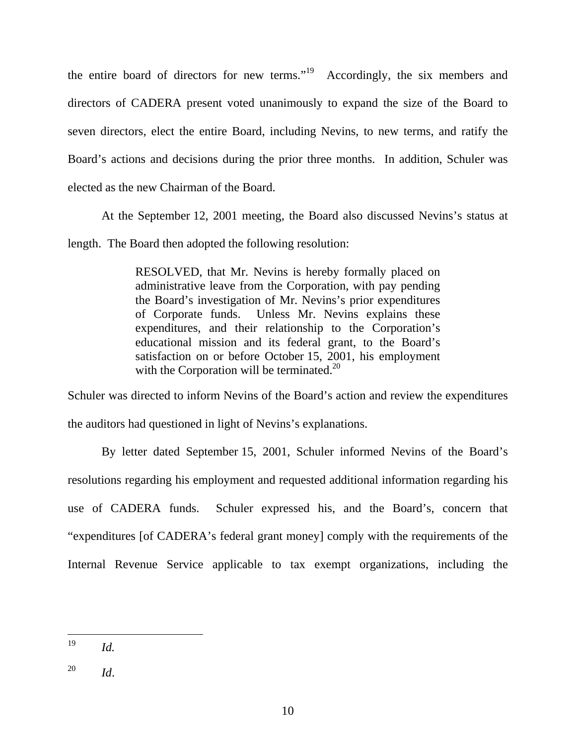the entire board of directors for new terms."[19] Accordingly, the six members and directors of CADERA present voted unanimously to expand the size of the Board to seven directors, elect the entire Board, including Nevins, to new terms, and ratify the Board's actions and decisions during the prior three months. In addition, Schuler was elected as the new Chairman of the Board.

At the September 12, 2001 meeting, the Board also discussed Nevins's status at length. The Board then adopted the following resolution:

> RESOLVED, that Mr. Nevins is hereby formally placed on administrative leave from the Corporation, with pay pending the Board's investigation of Mr. Nevins's prior expenditures of Corporate funds. Unless Mr. Nevins explains these expenditures, and their relationship to the Corporation's educational mission and its federal grant, to the Board's satisfaction on or before October 15, 2001, his employment with the Corporation will be terminated.[20]

Schuler was directed to inform Nevins of the Board's action and review the expenditures the auditors had questioned in light of Nevins's explanations.

By letter dated September 15, 2001, Schuler informed Nevins of the Board's resolutions regarding his employment and requested additional information regarding his use of CADERA funds. Schuler expressed his, and the Board's, concern that "expenditures [of CADERA's federal grant money] comply with the requirements of the Internal Revenue Service applicable to tax exempt organizations, including the

---

[19] *Id.*

[20] *Id*.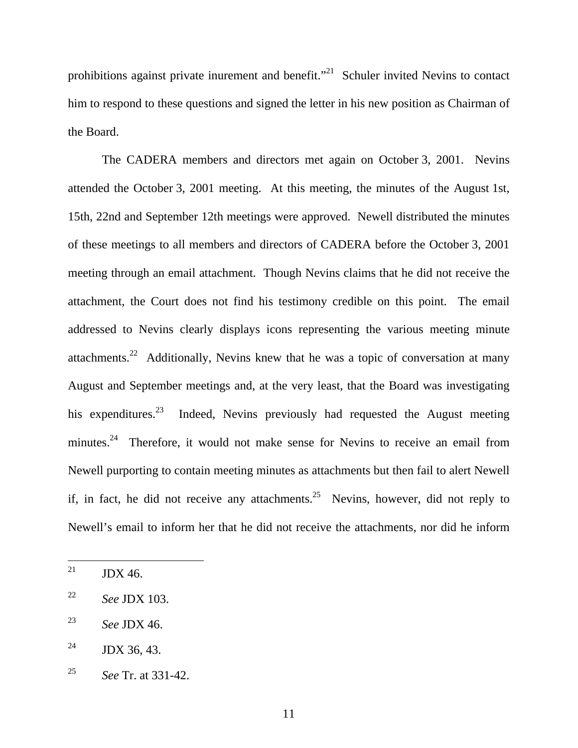prohibitions against private inurement and benefit."[21] Schuler invited Nevins to contact him to respond to these questions and signed the letter in his new position as Chairman of the Board.

The CADERA members and directors met again on October 3, 2001. Nevins attended the October 3, 2001 meeting. At this meeting, the minutes of the August 1st, 15th, 22nd and September 12th meetings were approved. Newell distributed the minutes of these meetings to all members and directors of CADERA before the October 3, 2001 meeting through an email attachment. Though Nevins claims that he did not receive the attachment, the Court does not find his testimony credible on this point. The email addressed to Nevins clearly displays icons representing the various meeting minute attachments.[22] Additionally, Nevins knew that he was a topic of conversation at many August and September meetings and, at the very least, that the Board was investigating his expenditures.[23] Indeed, Nevins previously had requested the August meeting minutes.[24] Therefore, it would not make sense for Nevins to receive an email from Newell purporting to contain meeting minutes as attachments but then fail to alert Newell if, in fact, he did not receive any attachments.[25] Nevins, however, did not reply to Newell's email to inform her that he did not receive the attachments, nor did he inform

---

[21] JDX 46.

[22] *See* JDX 103.

[23] *See* JDX 46.

[24] JDX 36, 43.

[25] *See* Tr. at 331-42.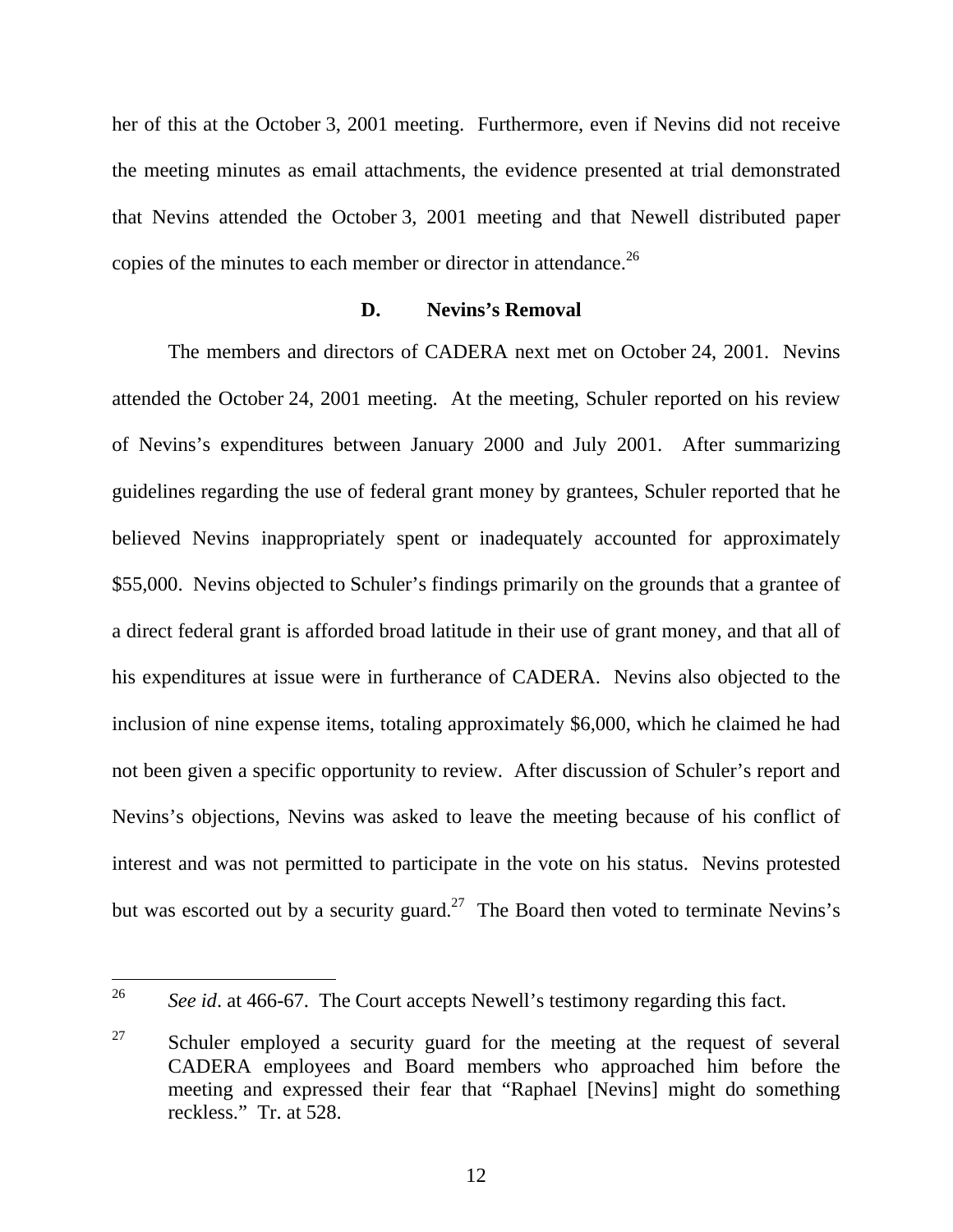her of this at the October 3, 2001 meeting. Furthermore, even if Nevins did not receive the meeting minutes as email attachments, the evidence presented at trial demonstrated that Nevins attended the October 3, 2001 meeting and that Newell distributed paper copies of the minutes to each member or director in attendance.[26]

### D. Nevins's Removal

The members and directors of CADERA next met on October 24, 2001. Nevins attended the October 24, 2001 meeting. At the meeting, Schuler reported on his review of Nevins's expenditures between January 2000 and July 2001. After summarizing guidelines regarding the use of federal grant money by grantees, Schuler reported that he believed Nevins inappropriately spent or inadequately accounted for approximately $55,000. Nevins objected to Schuler's findings primarily on the grounds that a grantee of a direct federal grant is afforded broad latitude in their use of grant money, and that all of his expenditures at issue were in furtherance of CADERA. Nevins also objected to the inclusion of nine expense items, totaling approximately $6,000, which he claimed he had not been given a specific opportunity to review. After discussion of Schuler's report and Nevins's objections, Nevins was asked to leave the meeting because of his conflict of interest and was not permitted to participate in the vote on his status. Nevins protested but was escorted out by a security guard.[27] The Board then voted to terminate Nevins's

---

[26] *See id*. at 466-67. The Court accepts Newell's testimony regarding this fact.

[27] Schuler employed a security guard for the meeting at the request of several CADERA employees and Board members who approached him before the meeting and expressed their fear that "Raphael [Nevins] might do something reckless." Tr. at 528.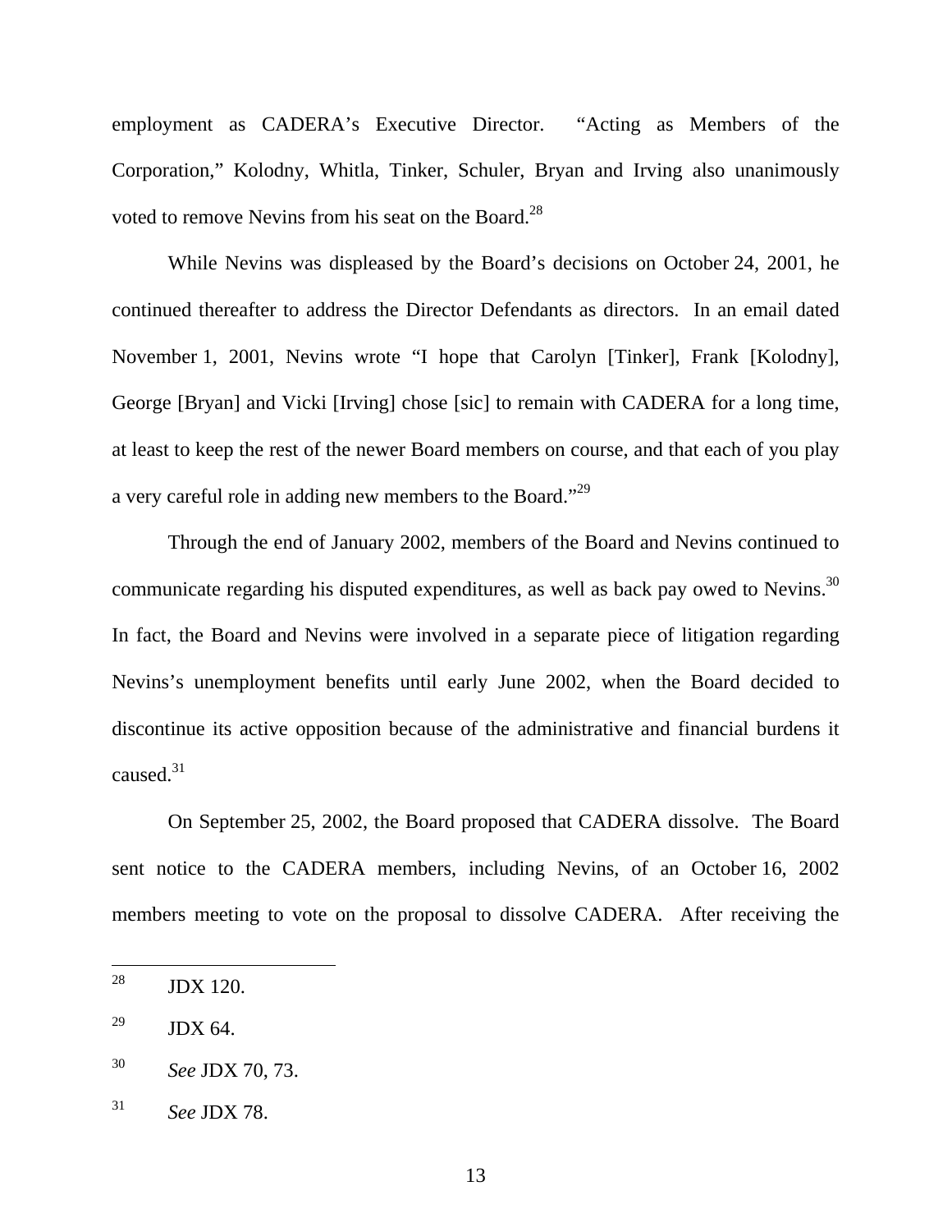employment as CADERA's Executive Director. "Acting as Members of the Corporation," Kolodny, Whitla, Tinker, Schuler, Bryan and Irving also unanimously voted to remove Nevins from his seat on the Board.[28]

While Nevins was displeased by the Board's decisions on October 24, 2001, he continued thereafter to address the Director Defendants as directors. In an email dated November 1, 2001, Nevins wrote "I hope that Carolyn [Tinker], Frank [Kolodny], George [Bryan] and Vicki [Irving] chose [sic] to remain with CADERA for a long time, at least to keep the rest of the newer Board members on course, and that each of you play a very careful role in adding new members to the Board."[29]

Through the end of January 2002, members of the Board and Nevins continued to communicate regarding his disputed expenditures, as well as back pay owed to Nevins.[30] In fact, the Board and Nevins were involved in a separate piece of litigation regarding Nevins's unemployment benefits until early June 2002, when the Board decided to discontinue its active opposition because of the administrative and financial burdens it caused.[31]

On September 25, 2002, the Board proposed that CADERA dissolve. The Board sent notice to the CADERA members, including Nevins, of an October 16, 2002 members meeting to vote on the proposal to dissolve CADERA. After receiving the

---

[28] JDX 120.

[29] JDX 64.

[30] *See* JDX 70, 73.

[31] *See* JDX 78.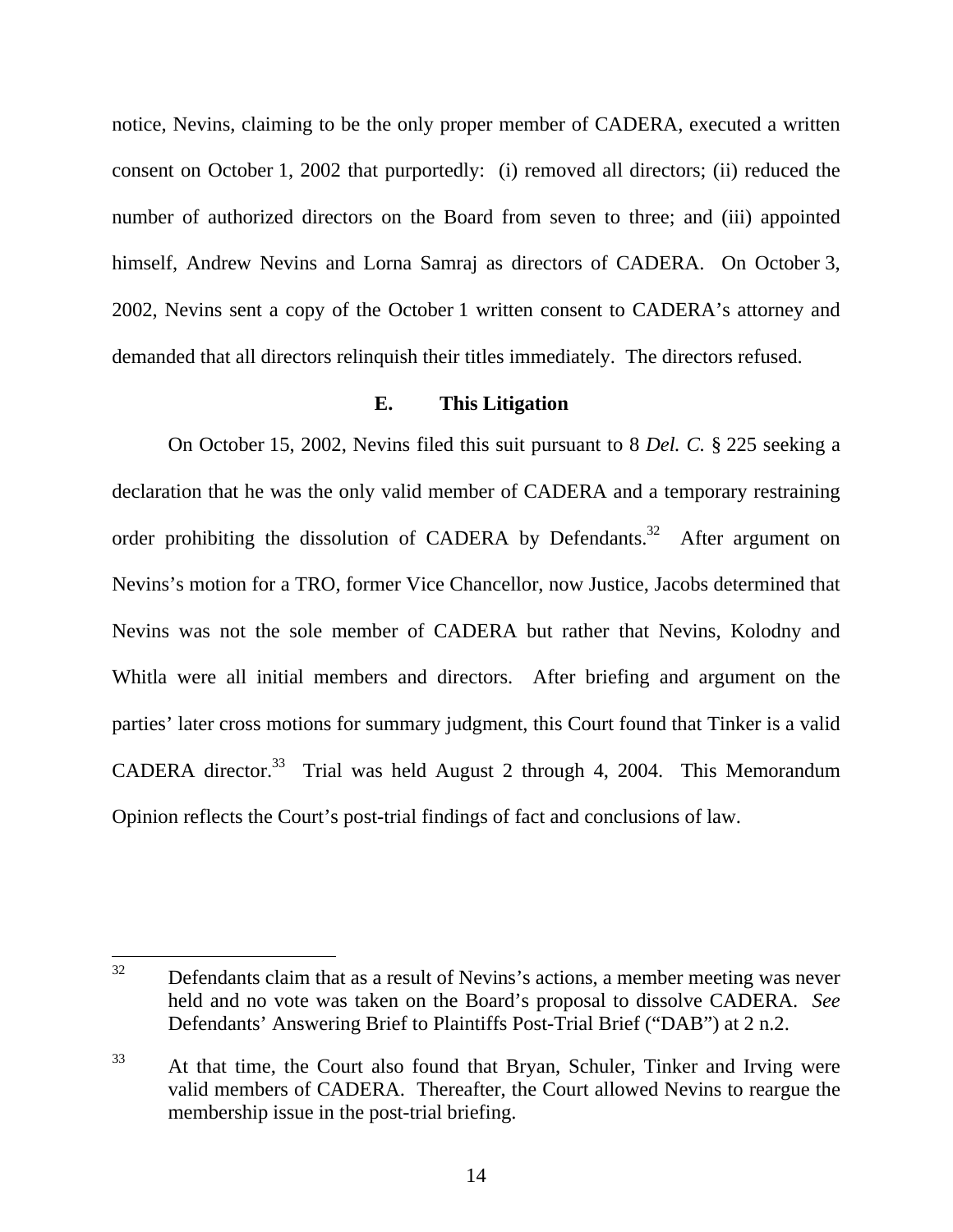notice, Nevins, claiming to be the only proper member of CADERA, executed a written consent on October 1, 2002 that purportedly: (i) removed all directors; (ii) reduced the number of authorized directors on the Board from seven to three; and (iii) appointed himself, Andrew Nevins and Lorna Samraj as directors of CADERA. On October 3, 2002, Nevins sent a copy of the October 1 written consent to CADERA's attorney and demanded that all directors relinquish their titles immediately. The directors refused.

### E. This Litigation

On October 15, 2002, Nevins filed this suit pursuant to 8 *Del. C.* § 225 seeking a declaration that he was the only valid member of CADERA and a temporary restraining order prohibiting the dissolution of CADERA by Defendants.[32] After argument on Nevins's motion for a TRO, former Vice Chancellor, now Justice, Jacobs determined that Nevins was not the sole member of CADERA but rather that Nevins, Kolodny and Whitla were all initial members and directors. After briefing and argument on the parties' later cross motions for summary judgment, this Court found that Tinker is a valid CADERA director.[33] Trial was held August 2 through 4, 2004. This Memorandum Opinion reflects the Court's post-trial findings of fact and conclusions of law.

---

[32] Defendants claim that as a result of Nevins's actions, a member meeting was never held and no vote was taken on the Board's proposal to dissolve CADERA. *See* Defendants' Answering Brief to Plaintiffs Post-Trial Brief ("DAB") at 2 n.2.

[33] At that time, the Court also found that Bryan, Schuler, Tinker and Irving were valid members of CADERA. Thereafter, the Court allowed Nevins to reargue the membership issue in the post-trial briefing.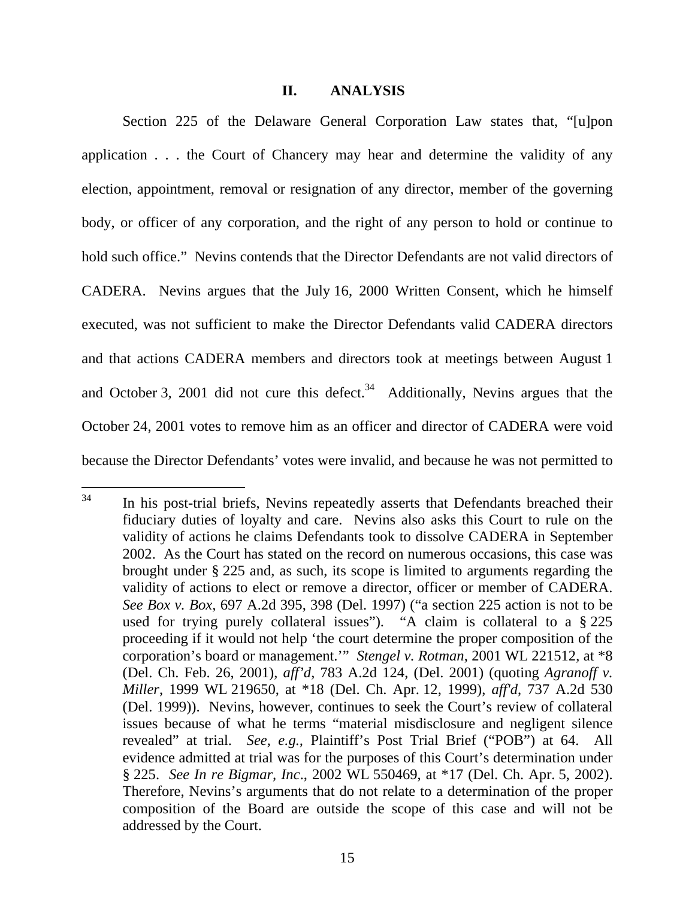## II. ANALYSIS

Section 225 of the Delaware General Corporation Law states that, "[u]pon application . . . the Court of Chancery may hear and determine the validity of any election, appointment, removal or resignation of any director, member of the governing body, or officer of any corporation, and the right of any person to hold or continue to hold such office." Nevins contends that the Director Defendants are not valid directors of CADERA. Nevins argues that the July 16, 2000 Written Consent, which he himself executed, was not sufficient to make the Director Defendants valid CADERA directors and that actions CADERA members and directors took at meetings between August 1 and October 3, 2001 did not cure this defect.[34] Additionally, Nevins argues that the October 24, 2001 votes to remove him as an officer and director of CADERA were void because the Director Defendants' votes were invalid, and because he was not permitted to

---

[34] In his post-trial briefs, Nevins repeatedly asserts that Defendants breached their fiduciary duties of loyalty and care. Nevins also asks this Court to rule on the validity of actions he claims Defendants took to dissolve CADERA in September 2002. As the Court has stated on the record on numerous occasions, this case was brought under § 225 and, as such, its scope is limited to arguments regarding the validity of actions to elect or remove a director, officer or member of CADERA. *See Box v. Box*, 697 A.2d 395, 398 (Del. 1997) ("a section 225 action is not to be used for trying purely collateral issues"). "A claim is collateral to a § 225 proceeding if it would not help 'the court determine the proper composition of the corporation's board or management.'" *Stengel v. Rotman*, 2001 WL 221512, at *8 (Del. Ch. Feb. 26, 2001), *aff'd*, 783 A.2d 124, (Del. 2001) (quoting *Agranoff v. Miller*, 1999 WL 219650, at *18 (Del. Ch. Apr. 12, 1999), *aff'd*, 737 A.2d 530 (Del. 1999)). Nevins, however, continues to seek the Court's review of collateral issues because of what he terms "material misdisclosure and negligent silence revealed" at trial. *See, e.g.*, Plaintiff's Post Trial Brief ("POB") at 64. All evidence admitted at trial was for the purposes of this Court's determination under § 225. *See In re Bigmar, Inc*., 2002 WL 550469, at *17 (Del. Ch. Apr. 5, 2002). Therefore, Nevins's arguments that do not relate to a determination of the proper composition of the Board are outside the scope of this case and will not be addressed by the Court.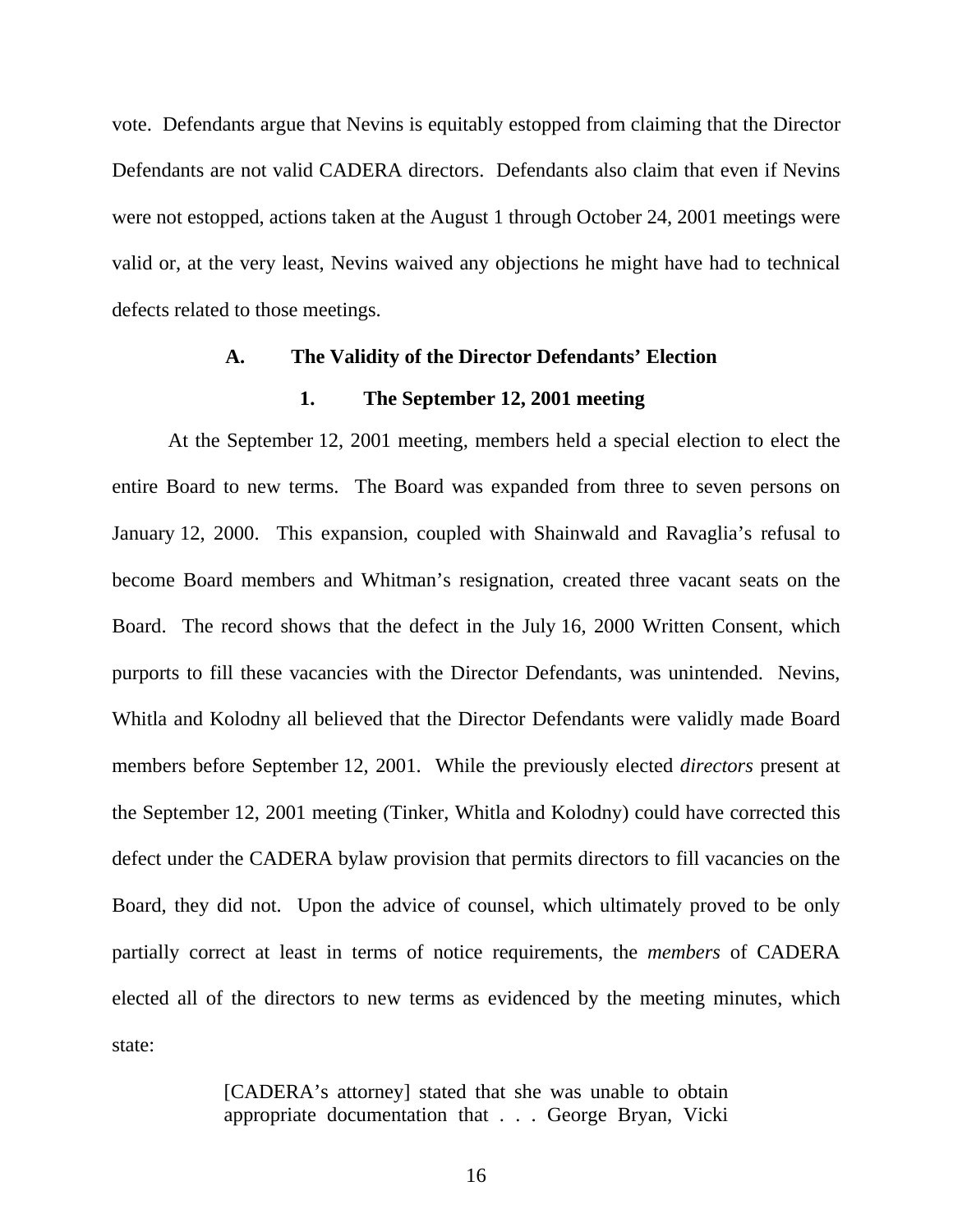vote. Defendants argue that Nevins is equitably estopped from claiming that the Director Defendants are not valid CADERA directors. Defendants also claim that even if Nevins were not estopped, actions taken at the August 1 through October 24, 2001 meetings were valid or, at the very least, Nevins waived any objections he might have had to technical defects related to those meetings.

### A. The Validity of the Director Defendants' Election

#### 1. The September 12, 2001 meeting

At the September 12, 2001 meeting, members held a special election to elect the entire Board to new terms. The Board was expanded from three to seven persons on January 12, 2000. This expansion, coupled with Shainwald and Ravaglia's refusal to become Board members and Whitman's resignation, created three vacant seats on the Board. The record shows that the defect in the July 16, 2000 Written Consent, which purports to fill these vacancies with the Director Defendants, was unintended. Nevins, Whitla and Kolodny all believed that the Director Defendants were validly made Board members before September 12, 2001. While the previously elected *directors* present at the September 12, 2001 meeting (Tinker, Whitla and Kolodny) could have corrected this defect under the CADERA bylaw provision that permits directors to fill vacancies on the Board, they did not. Upon the advice of counsel, which ultimately proved to be only partially correct at least in terms of notice requirements, the *members* of CADERA elected all of the directors to new terms as evidenced by the meeting minutes, which state:

> [CADERA's attorney] stated that she was unable to obtain appropriate documentation that . . . George Bryan, Vicki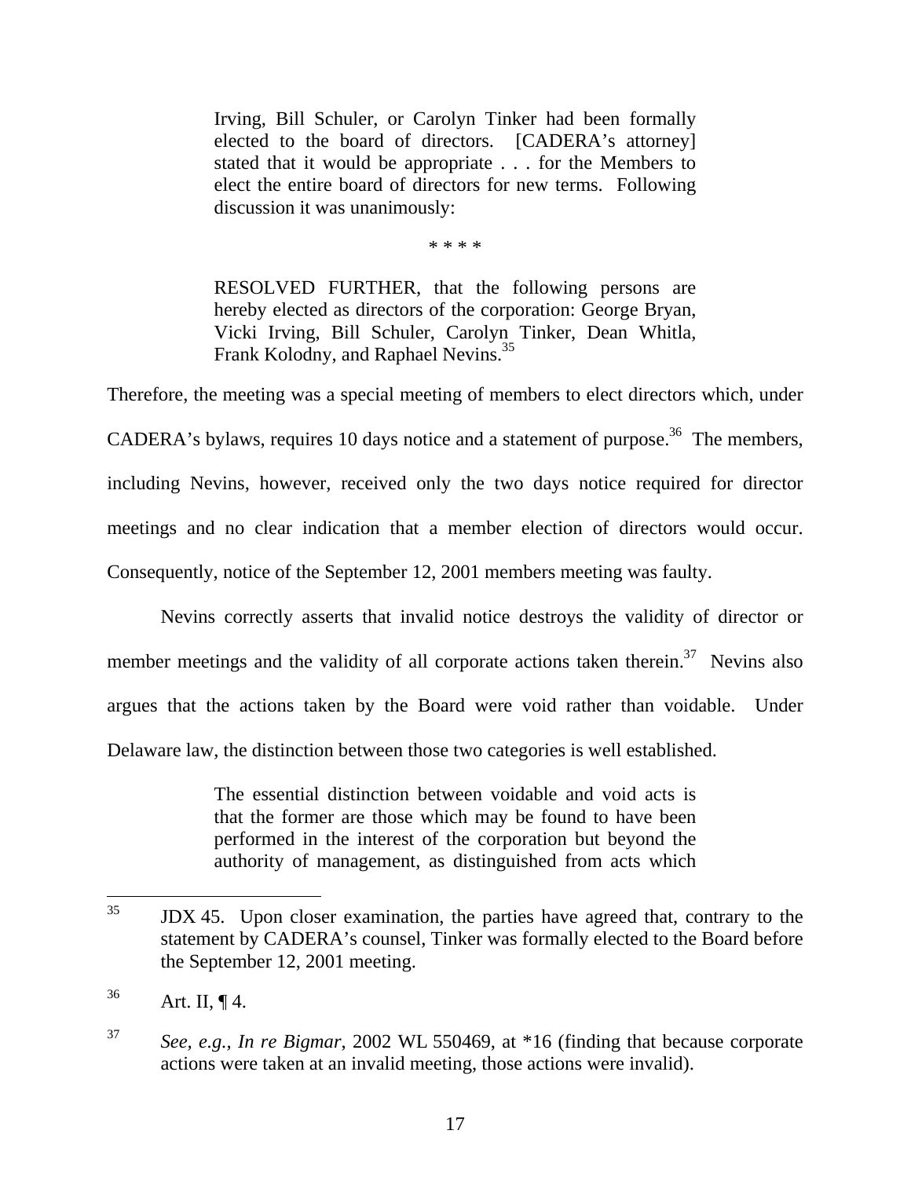> Irving, Bill Schuler, or Carolyn Tinker had been formally elected to the board of directors. [CADERA's attorney] stated that it would be appropriate . . . for the Members to elect the entire board of directors for new terms. Following discussion it was unanimously:
>
> * * * *
>
> RESOLVED FURTHER, that the following persons are hereby elected as directors of the corporation: George Bryan, Vicki Irving, Bill Schuler, Carolyn Tinker, Dean Whitla, Frank Kolodny, and Raphael Nevins.[35]

Therefore, the meeting was a special meeting of members to elect directors which, under CADERA's bylaws, requires 10 days notice and a statement of purpose.[36] The members, including Nevins, however, received only the two days notice required for director meetings and no clear indication that a member election of directors would occur. Consequently, notice of the September 12, 2001 members meeting was faulty.

Nevins correctly asserts that invalid notice destroys the validity of director or member meetings and the validity of all corporate actions taken therein.[37] Nevins also argues that the actions taken by the Board were void rather than voidable. Under Delaware law, the distinction between those two categories is well established.

> The essential distinction between voidable and void acts is that the former are those which may be found to have been performed in the interest of the corporation but beyond the authority of management, as distinguished from acts which

---

[35] JDX 45. Upon closer examination, the parties have agreed that, contrary to the statement by CADERA's counsel, Tinker was formally elected to the Board before the September 12, 2001 meeting.

[36] Art. II, ¶ 4.

[37] *See, e.g., In re Bigmar*, 2002 WL 550469, at *16 (finding that because corporate actions were taken at an invalid meeting, those actions were invalid).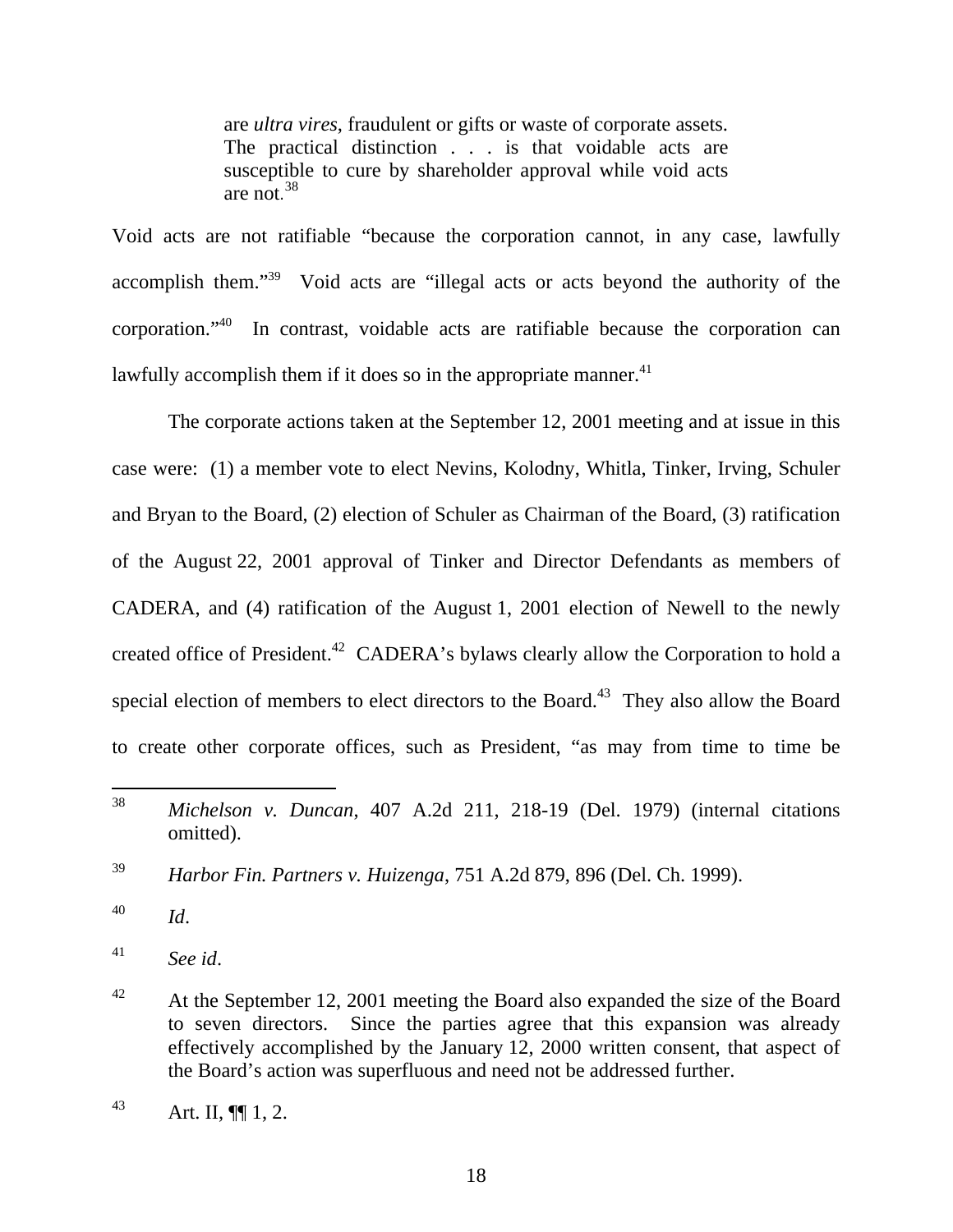> are *ultra vires*, fraudulent or gifts or waste of corporate assets. The practical distinction . . . is that voidable acts are susceptible to cure by shareholder approval while void acts are not.[38]

Void acts are not ratifiable "because the corporation cannot, in any case, lawfully accomplish them."[39] Void acts are "illegal acts or acts beyond the authority of the corporation."[40] In contrast, voidable acts are ratifiable because the corporation can lawfully accomplish them if it does so in the appropriate manner.[41]

The corporate actions taken at the September 12, 2001 meeting and at issue in this case were: (1) a member vote to elect Nevins, Kolodny, Whitla, Tinker, Irving, Schuler and Bryan to the Board, (2) election of Schuler as Chairman of the Board, (3) ratification of the August 22, 2001 approval of Tinker and Director Defendants as members of CADERA, and (4) ratification of the August 1, 2001 election of Newell to the newly created office of President.[42] CADERA's bylaws clearly allow the Corporation to hold a special election of members to elect directors to the Board.[43] They also allow the Board to create other corporate offices, such as President, "as may from time to time be

---

[38] *Michelson v. Duncan*, 407 A.2d 211, 218-19 (Del. 1979) (internal citations omitted).

[39] *Harbor Fin. Partners v. Huizenga*, 751 A.2d 879, 896 (Del. Ch. 1999).

[40] *Id*.

[41] *See id*.

[42] At the September 12, 2001 meeting the Board also expanded the size of the Board to seven directors. Since the parties agree that this expansion was already effectively accomplished by the January 12, 2000 written consent, that aspect of the Board's action was superfluous and need not be addressed further.

[43] Art. II, ¶¶ 1, 2.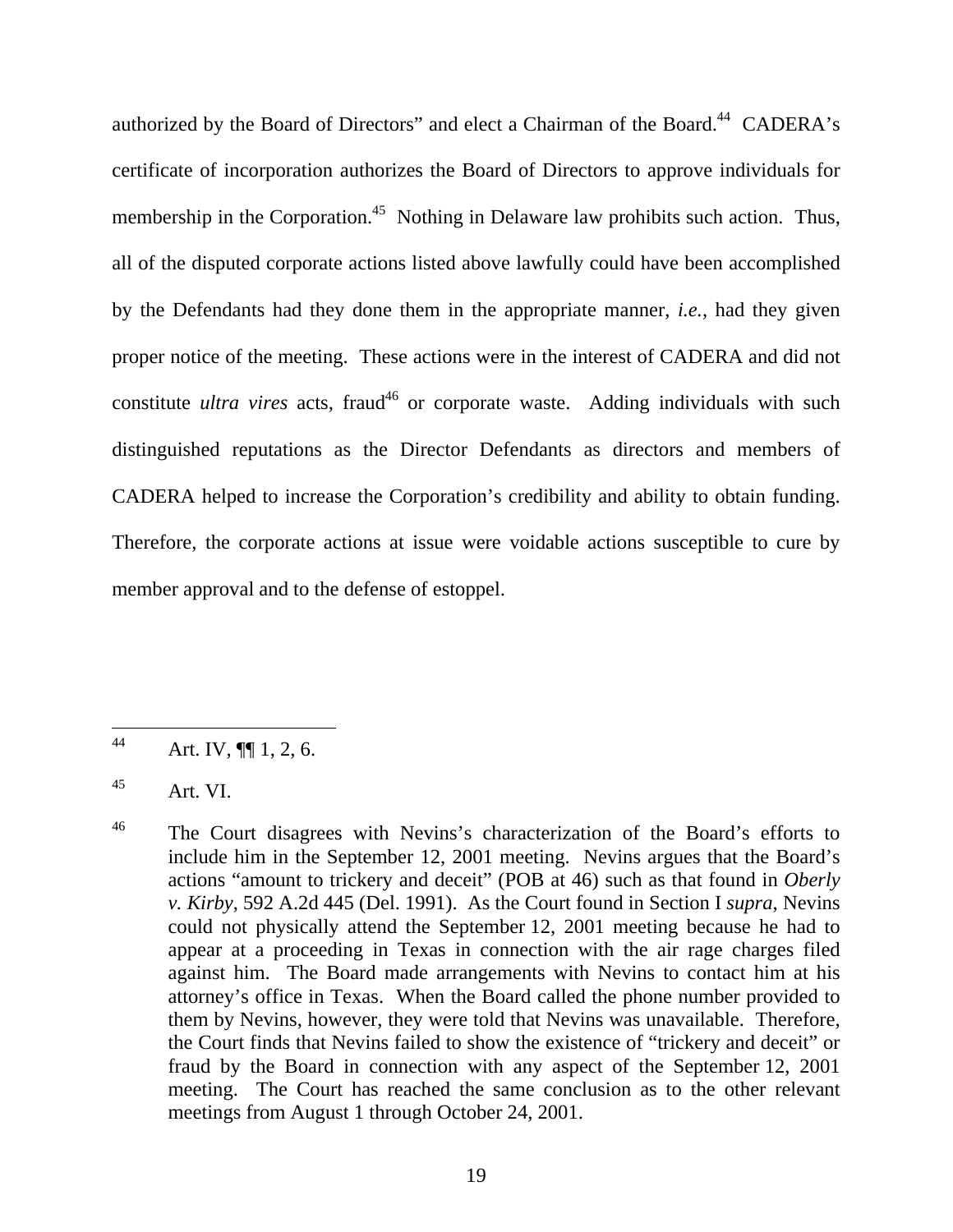authorized by the Board of Directors" and elect a Chairman of the Board.[44] CADERA's certificate of incorporation authorizes the Board of Directors to approve individuals for membership in the Corporation.[45] Nothing in Delaware law prohibits such action. Thus, all of the disputed corporate actions listed above lawfully could have been accomplished by the Defendants had they done them in the appropriate manner, *i.e.*, had they given proper notice of the meeting. These actions were in the interest of CADERA and did not constitute *ultra vires* acts, fraud[46] or corporate waste. Adding individuals with such distinguished reputations as the Director Defendants as directors and members of CADERA helped to increase the Corporation's credibility and ability to obtain funding. Therefore, the corporate actions at issue were voidable actions susceptible to cure by member approval and to the defense of estoppel.

---

[44] Art. IV, ¶¶ 1, 2, 6.

[45] Art. VI.

[46] The Court disagrees with Nevins's characterization of the Board's efforts to include him in the September 12, 2001 meeting. Nevins argues that the Board's actions "amount to trickery and deceit" (POB at 46) such as that found in *Oberly v. Kirby*, 592 A.2d 445 (Del. 1991). As the Court found in Section I *supra*, Nevins could not physically attend the September 12, 2001 meeting because he had to appear at a proceeding in Texas in connection with the air rage charges filed against him. The Board made arrangements with Nevins to contact him at his attorney's office in Texas. When the Board called the phone number provided to them by Nevins, however, they were told that Nevins was unavailable. Therefore, the Court finds that Nevins failed to show the existence of "trickery and deceit" or fraud by the Board in connection with any aspect of the September 12, 2001 meeting. The Court has reached the same conclusion as to the other relevant meetings from August 1 through October 24, 2001.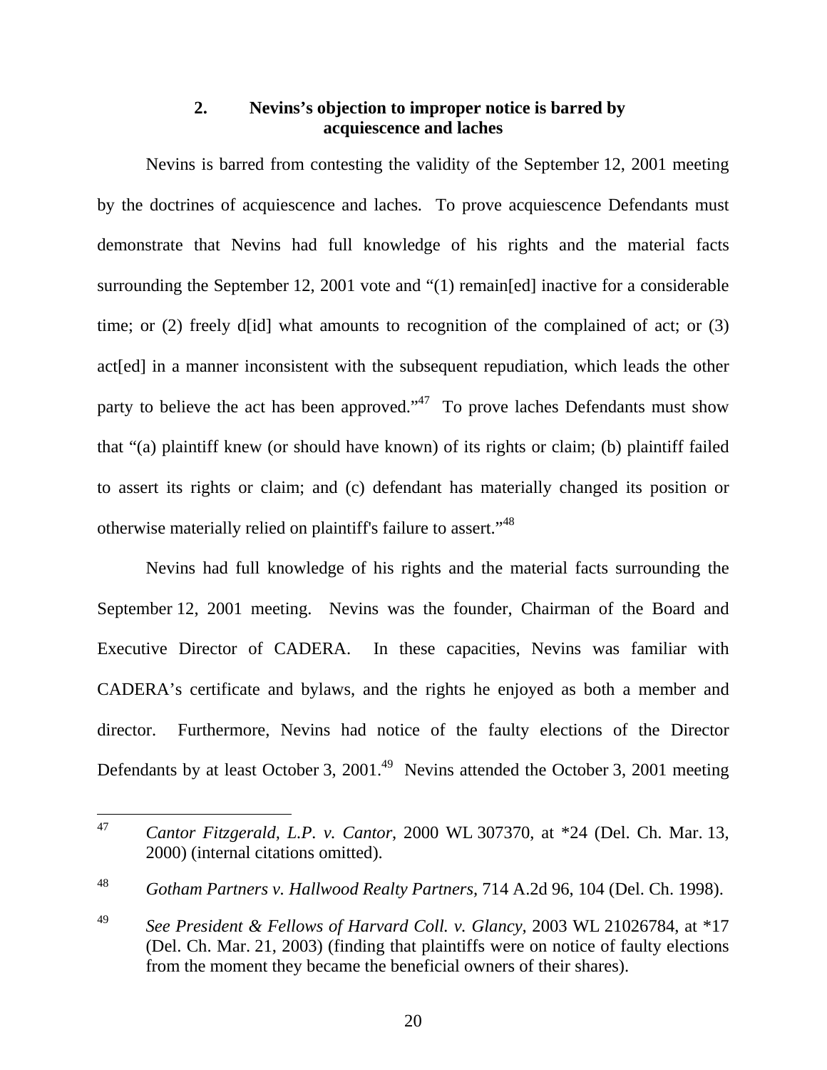### 2. Nevins's objection to improper notice is barred by acquiescence and laches

Nevins is barred from contesting the validity of the September 12, 2001 meeting by the doctrines of acquiescence and laches. To prove acquiescence Defendants must demonstrate that Nevins had full knowledge of his rights and the material facts surrounding the September 12, 2001 vote and "(1) remain[ed] inactive for a considerable time; or (2) freely d[id] what amounts to recognition of the complained of act; or (3) act[ed] in a manner inconsistent with the subsequent repudiation, which leads the other party to believe the act has been approved."[47] To prove laches Defendants must show that "(a) plaintiff knew (or should have known) of its rights or claim; (b) plaintiff failed to assert its rights or claim; and (c) defendant has materially changed its position or otherwise materially relied on plaintiff's failure to assert."[48]

Nevins had full knowledge of his rights and the material facts surrounding the September 12, 2001 meeting. Nevins was the founder, Chairman of the Board and Executive Director of CADERA. In these capacities, Nevins was familiar with CADERA's certificate and bylaws, and the rights he enjoyed as both a member and director. Furthermore, Nevins had notice of the faulty elections of the Director Defendants by at least October 3, 2001.[49] Nevins attended the October 3, 2001 meeting

---

[47] *Cantor Fitzgerald, L.P. v. Cantor*, 2000 WL 307370, at *24 (Del. Ch. Mar. 13, 2000) (internal citations omitted).

[48] *Gotham Partners v. Hallwood Realty Partners*, 714 A.2d 96, 104 (Del. Ch. 1998).

[49] *See President & Fellows of Harvard Coll. v. Glancy*, 2003 WL 21026784, at *17 (Del. Ch. Mar. 21, 2003) (finding that plaintiffs were on notice of faulty elections from the moment they became the beneficial owners of their shares).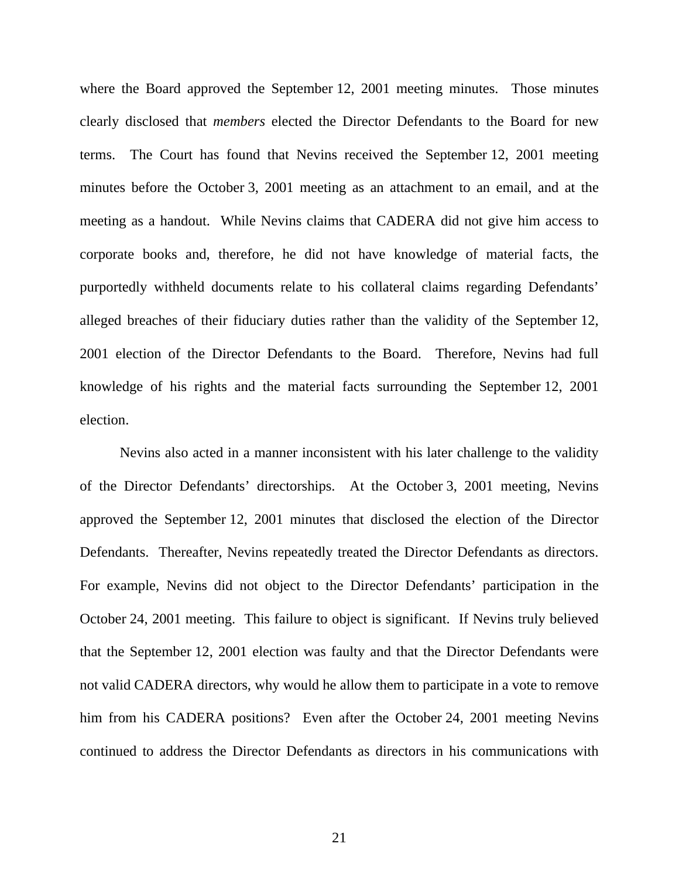where the Board approved the September 12, 2001 meeting minutes. Those minutes clearly disclosed that *members* elected the Director Defendants to the Board for new terms. The Court has found that Nevins received the September 12, 2001 meeting minutes before the October 3, 2001 meeting as an attachment to an email, and at the meeting as a handout. While Nevins claims that CADERA did not give him access to corporate books and, therefore, he did not have knowledge of material facts, the purportedly withheld documents relate to his collateral claims regarding Defendants' alleged breaches of their fiduciary duties rather than the validity of the September 12, 2001 election of the Director Defendants to the Board. Therefore, Nevins had full knowledge of his rights and the material facts surrounding the September 12, 2001 election.

Nevins also acted in a manner inconsistent with his later challenge to the validity of the Director Defendants' directorships. At the October 3, 2001 meeting, Nevins approved the September 12, 2001 minutes that disclosed the election of the Director Defendants. Thereafter, Nevins repeatedly treated the Director Defendants as directors. For example, Nevins did not object to the Director Defendants' participation in the October 24, 2001 meeting. This failure to object is significant. If Nevins truly believed that the September 12, 2001 election was faulty and that the Director Defendants were not valid CADERA directors, why would he allow them to participate in a vote to remove him from his CADERA positions? Even after the October 24, 2001 meeting Nevins continued to address the Director Defendants as directors in his communications with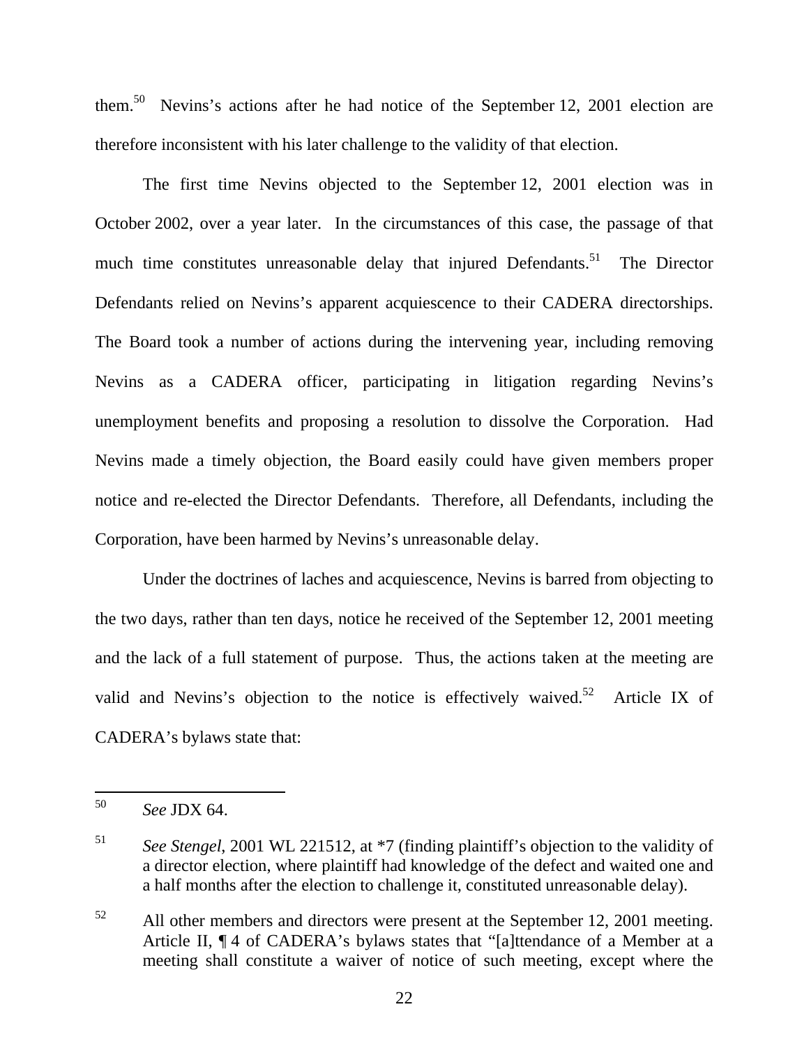them.[50] Nevins's actions after he had notice of the September 12, 2001 election are therefore inconsistent with his later challenge to the validity of that election.

The first time Nevins objected to the September 12, 2001 election was in October 2002, over a year later. In the circumstances of this case, the passage of that much time constitutes unreasonable delay that injured Defendants.[51] The Director Defendants relied on Nevins's apparent acquiescence to their CADERA directorships. The Board took a number of actions during the intervening year, including removing Nevins as a CADERA officer, participating in litigation regarding Nevins's unemployment benefits and proposing a resolution to dissolve the Corporation. Had Nevins made a timely objection, the Board easily could have given members proper notice and re-elected the Director Defendants. Therefore, all Defendants, including the Corporation, have been harmed by Nevins's unreasonable delay.

Under the doctrines of laches and acquiescence, Nevins is barred from objecting to the two days, rather than ten days, notice he received of the September 12, 2001 meeting and the lack of a full statement of purpose. Thus, the actions taken at the meeting are valid and Nevins's objection to the notice is effectively waived.[52] Article IX of CADERA's bylaws state that:

---

[50] *See* JDX 64.

[51] *See Stengel*, 2001 WL 221512, at *7 (finding plaintiff's objection to the validity of a director election, where plaintiff had knowledge of the defect and waited one and a half months after the election to challenge it, constituted unreasonable delay).

[52] All other members and directors were present at the September 12, 2001 meeting. Article II, ¶ 4 of CADERA's bylaws states that "[a]ttendance of a Member at a meeting shall constitute a waiver of notice of such meeting, except where the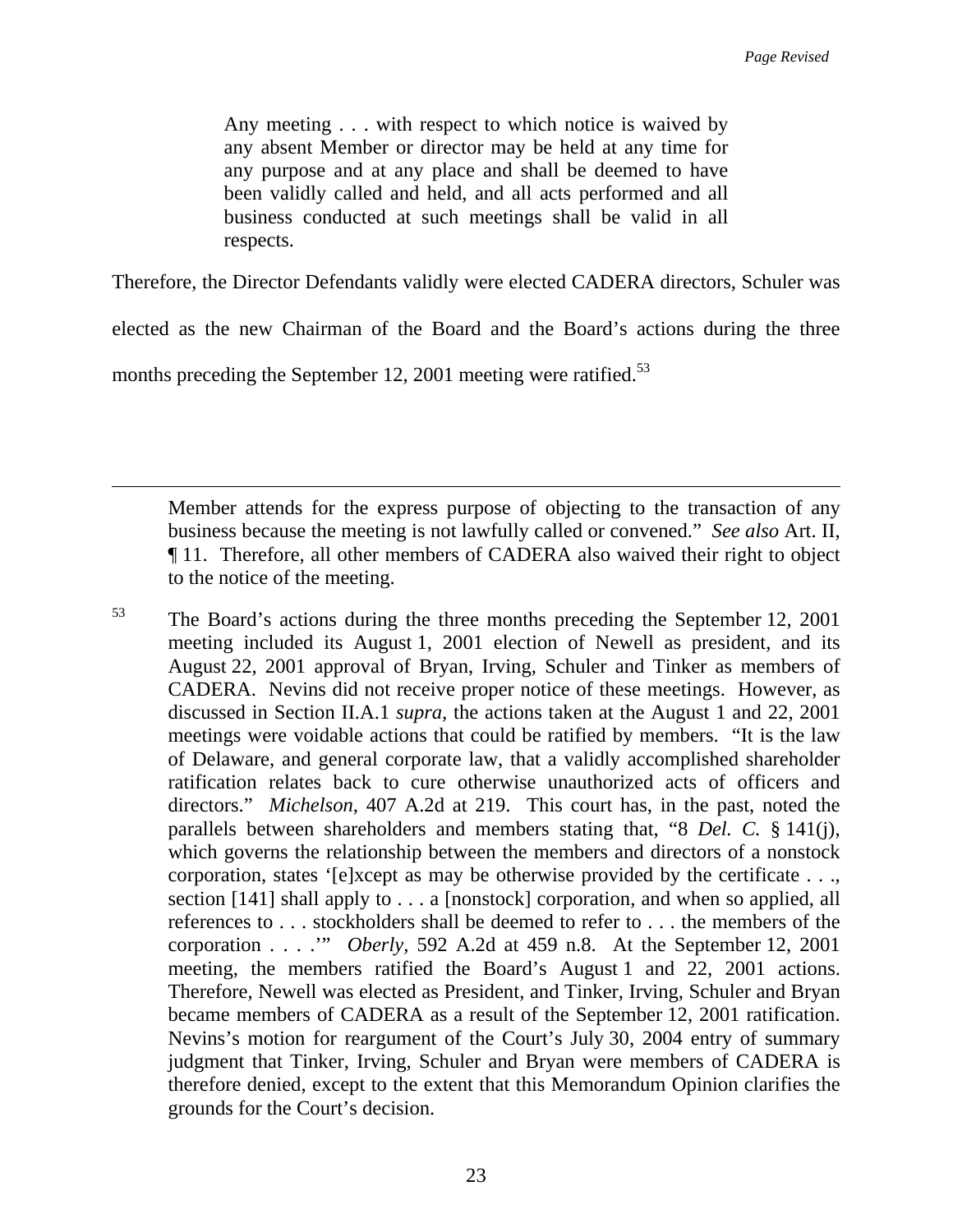> Any meeting . . . with respect to which notice is waived by any absent Member or director may be held at any time for any purpose and at any place and shall be deemed to have been validly called and held, and all acts performed and all business conducted at such meetings shall be valid in all respects.

Therefore, the Director Defendants validly were elected CADERA directors, Schuler was elected as the new Chairman of the Board and the Board's actions during the three months preceding the September 12, 2001 meeting were ratified.[53]

---

Member attends for the express purpose of objecting to the transaction of any business because the meeting is not lawfully called or convened." *See also* Art. II, ¶ 11. Therefore, all other members of CADERA also waived their right to object to the notice of the meeting.

[53] The Board's actions during the three months preceding the September 12, 2001 meeting included its August 1, 2001 election of Newell as president, and its August 22, 2001 approval of Bryan, Irving, Schuler and Tinker as members of CADERA. Nevins did not receive proper notice of these meetings. However, as discussed in Section II.A.1 *supra*, the actions taken at the August 1 and 22, 2001 meetings were voidable actions that could be ratified by members. "It is the law of Delaware, and general corporate law, that a validly accomplished shareholder ratification relates back to cure otherwise unauthorized acts of officers and directors." *Michelson*, 407 A.2d at 219. This court has, in the past, noted the parallels between shareholders and members stating that, "8 *Del. C.* § 141(j), which governs the relationship between the members and directors of a nonstock corporation, states '[e]xcept as may be otherwise provided by the certificate . . ., section [141] shall apply to . . . a [nonstock] corporation, and when so applied, all references to . . . stockholders shall be deemed to refer to . . . the members of the corporation . . . .'" *Oberly*, 592 A.2d at 459 n.8. At the September 12, 2001 meeting, the members ratified the Board's August 1 and 22, 2001 actions. Therefore, Newell was elected as President, and Tinker, Irving, Schuler and Bryan became members of CADERA as a result of the September 12, 2001 ratification. Nevins's motion for reargument of the Court's July 30, 2004 entry of summary judgment that Tinker, Irving, Schuler and Bryan were members of CADERA is therefore denied, except to the extent that this Memorandum Opinion clarifies the grounds for the Court's decision.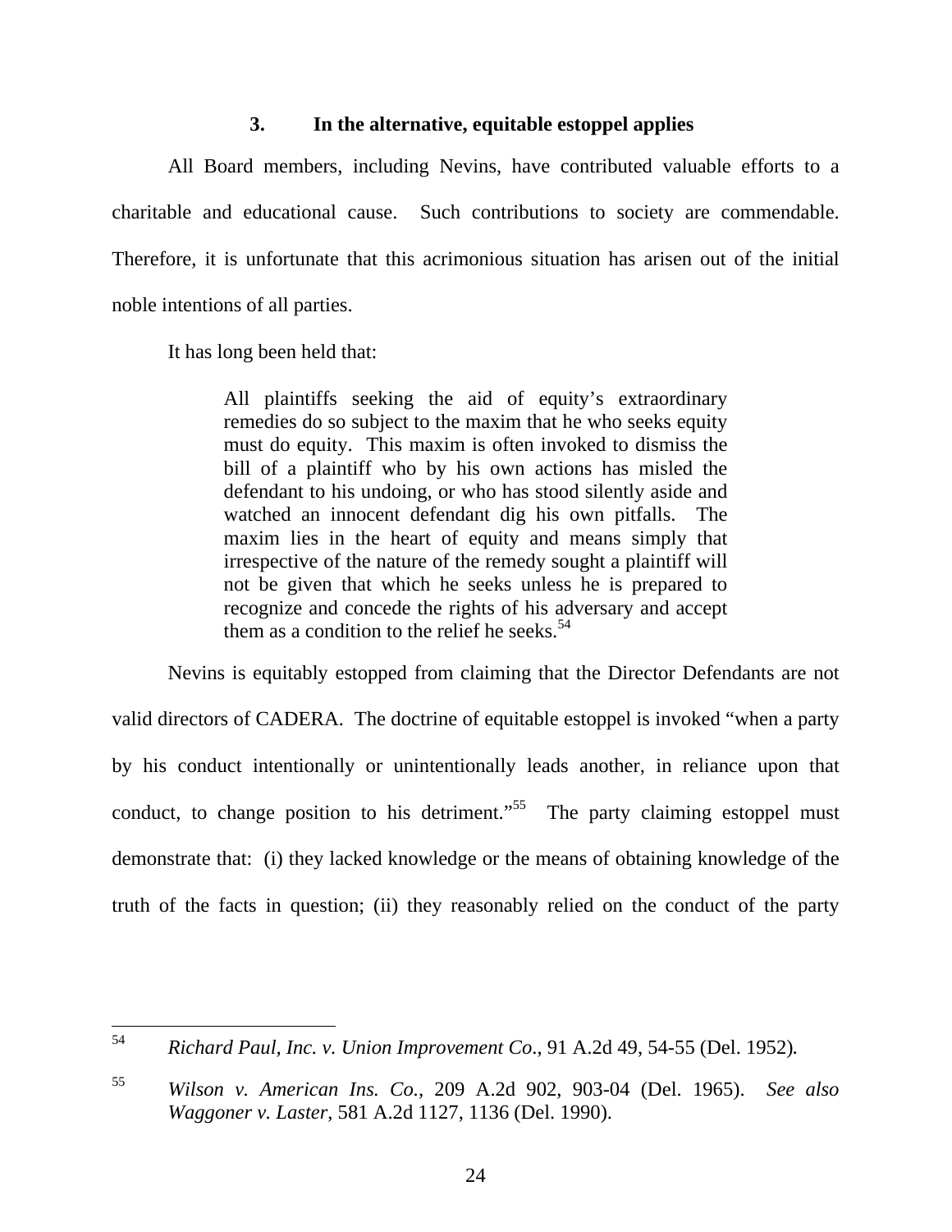### 3. In the alternative, equitable estoppel applies

All Board members, including Nevins, have contributed valuable efforts to a charitable and educational cause. Such contributions to society are commendable. Therefore, it is unfortunate that this acrimonious situation has arisen out of the initial noble intentions of all parties.

It has long been held that:

> All plaintiffs seeking the aid of equity's extraordinary remedies do so subject to the maxim that he who seeks equity must do equity. This maxim is often invoked to dismiss the bill of a plaintiff who by his own actions has misled the defendant to his undoing, or who has stood silently aside and watched an innocent defendant dig his own pitfalls. The maxim lies in the heart of equity and means simply that irrespective of the nature of the remedy sought a plaintiff will not be given that which he seeks unless he is prepared to recognize and concede the rights of his adversary and accept them as a condition to the relief he seeks.[54]

Nevins is equitably estopped from claiming that the Director Defendants are not valid directors of CADERA. The doctrine of equitable estoppel is invoked "when a party by his conduct intentionally or unintentionally leads another, in reliance upon that conduct, to change position to his detriment."[55] The party claiming estoppel must demonstrate that: (i) they lacked knowledge or the means of obtaining knowledge of the truth of the facts in question; (ii) they reasonably relied on the conduct of the party

---

[54] *Richard Paul, Inc. v. Union Improvement Co.*, 91 A.2d 49, 54-55 (Del. 1952).

[55] *Wilson v. American Ins. Co.*, 209 A.2d 902, 903-04 (Del. 1965). *See also Waggoner v. Laster*, 581 A.2d 1127, 1136 (Del. 1990).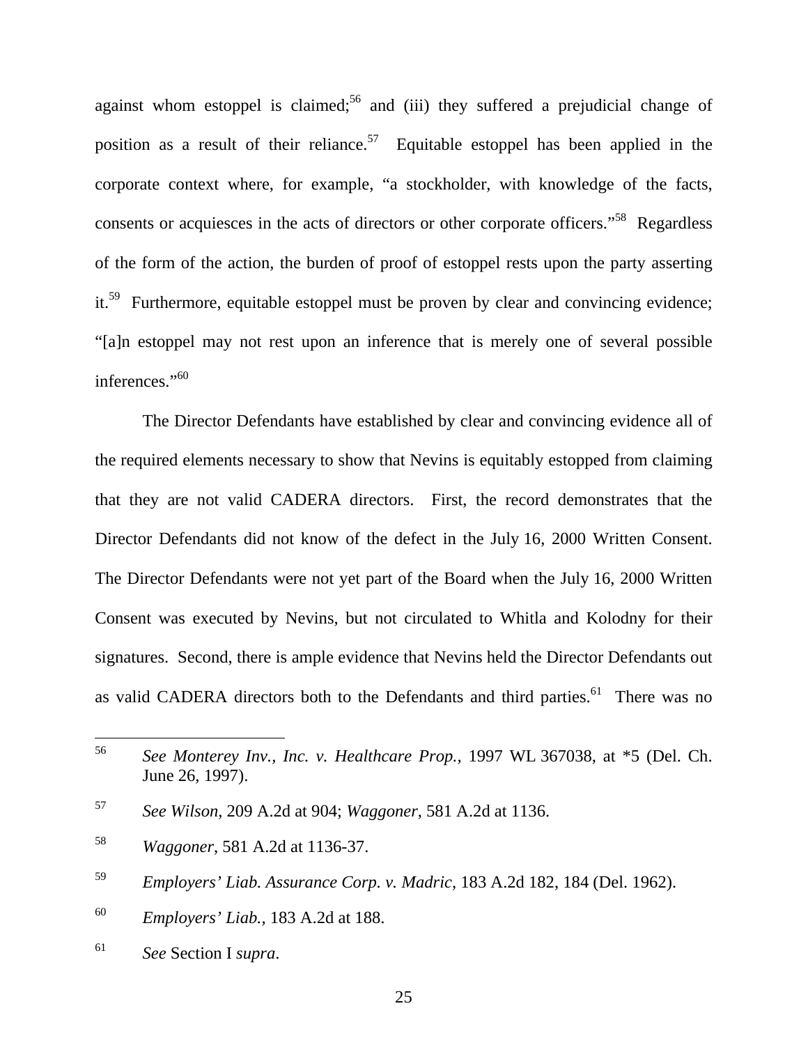against whom estoppel is claimed;[56] and (iii) they suffered a prejudicial change of position as a result of their reliance.[57] Equitable estoppel has been applied in the corporate context where, for example, "a stockholder, with knowledge of the facts, consents or acquiesces in the acts of directors or other corporate officers."[58] Regardless of the form of the action, the burden of proof of estoppel rests upon the party asserting it.[59] Furthermore, equitable estoppel must be proven by clear and convincing evidence; "[a]n estoppel may not rest upon an inference that is merely one of several possible inferences."[60]

The Director Defendants have established by clear and convincing evidence all of the required elements necessary to show that Nevins is equitably estopped from claiming that they are not valid CADERA directors. First, the record demonstrates that the Director Defendants did not know of the defect in the July 16, 2000 Written Consent. The Director Defendants were not yet part of the Board when the July 16, 2000 Written Consent was executed by Nevins, but not circulated to Whitla and Kolodny for their signatures. Second, there is ample evidence that Nevins held the Director Defendants out as valid CADERA directors both to the Defendants and third parties.[61] There was no

---

[56] *See Monterey Inv., Inc. v. Healthcare Prop.*, 1997 WL 367038, at *5 (Del. Ch. June 26, 1997).

[57] *See Wilson*, 209 A.2d at 904; *Waggoner*, 581 A.2d at 1136.

[58] *Waggoner*, 581 A.2d at 1136-37.

[59] *Employers' Liab. Assurance Corp. v. Madric*, 183 A.2d 182, 184 (Del. 1962).

[60] *Employers' Liab.*, 183 A.2d at 188.

[61] *See* Section I *supra*.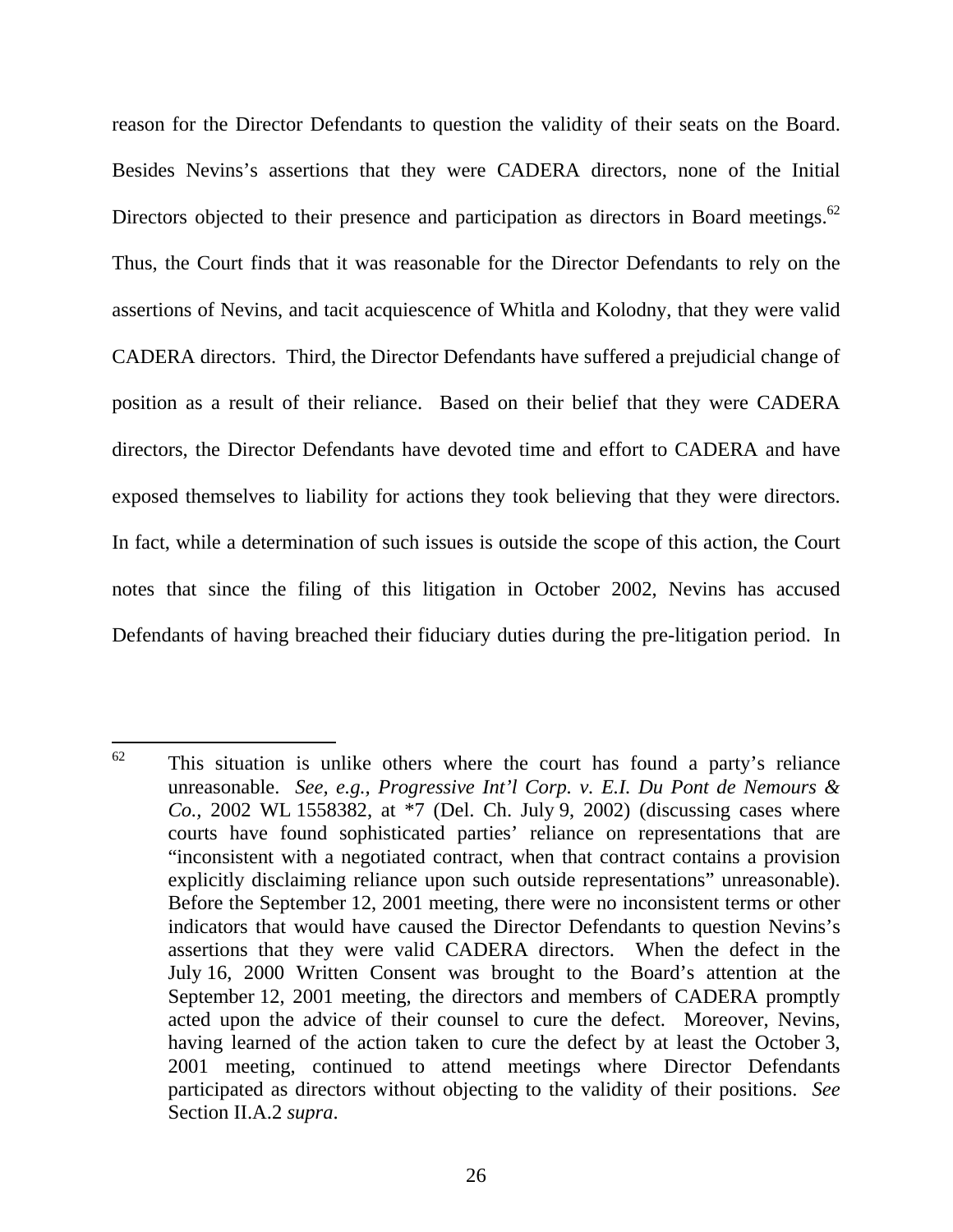reason for the Director Defendants to question the validity of their seats on the Board. Besides Nevins's assertions that they were CADERA directors, none of the Initial Directors objected to their presence and participation as directors in Board meetings.[62] Thus, the Court finds that it was reasonable for the Director Defendants to rely on the assertions of Nevins, and tacit acquiescence of Whitla and Kolodny, that they were valid CADERA directors. Third, the Director Defendants have suffered a prejudicial change of position as a result of their reliance. Based on their belief that they were CADERA directors, the Director Defendants have devoted time and effort to CADERA and have exposed themselves to liability for actions they took believing that they were directors. In fact, while a determination of such issues is outside the scope of this action, the Court notes that since the filing of this litigation in October 2002, Nevins has accused Defendants of having breached their fiduciary duties during the pre-litigation period. In

---

[62] This situation is unlike others where the court has found a party's reliance unreasonable. *See, e.g., Progressive Int'l Corp. v. E.I. Du Pont de Nemours & Co.*, 2002 WL 1558382, at *7 (Del. Ch. July 9, 2002) (discussing cases where courts have found sophisticated parties' reliance on representations that are "inconsistent with a negotiated contract, when that contract contains a provision explicitly disclaiming reliance upon such outside representations" unreasonable). Before the September 12, 2001 meeting, there were no inconsistent terms or other indicators that would have caused the Director Defendants to question Nevins's assertions that they were valid CADERA directors. When the defect in the July 16, 2000 Written Consent was brought to the Board's attention at the September 12, 2001 meeting, the directors and members of CADERA promptly acted upon the advice of their counsel to cure the defect. Moreover, Nevins, having learned of the action taken to cure the defect by at least the October 3, 2001 meeting, continued to attend meetings where Director Defendants participated as directors without objecting to the validity of their positions. *See* Section II.A.2 *supra*.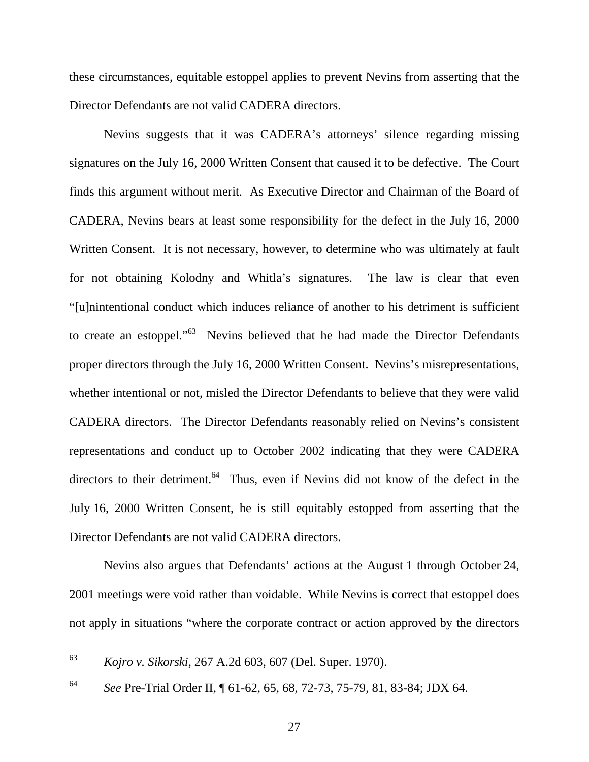these circumstances, equitable estoppel applies to prevent Nevins from asserting that the Director Defendants are not valid CADERA directors.

Nevins suggests that it was CADERA's attorneys' silence regarding missing signatures on the July 16, 2000 Written Consent that caused it to be defective. The Court finds this argument without merit. As Executive Director and Chairman of the Board of CADERA, Nevins bears at least some responsibility for the defect in the July 16, 2000 Written Consent. It is not necessary, however, to determine who was ultimately at fault for not obtaining Kolodny and Whitla's signatures. The law is clear that even "[u]nintentional conduct which induces reliance of another to his detriment is sufficient to create an estoppel."[63] Nevins believed that he had made the Director Defendants proper directors through the July 16, 2000 Written Consent. Nevins's misrepresentations, whether intentional or not, misled the Director Defendants to believe that they were valid CADERA directors. The Director Defendants reasonably relied on Nevins's consistent representations and conduct up to October 2002 indicating that they were CADERA directors to their detriment.[64] Thus, even if Nevins did not know of the defect in the July 16, 2000 Written Consent, he is still equitably estopped from asserting that the Director Defendants are not valid CADERA directors.

Nevins also argues that Defendants' actions at the August 1 through October 24, 2001 meetings were void rather than voidable. While Nevins is correct that estoppel does not apply in situations "where the corporate contract or action approved by the directors

---

[63] *Kojro v. Sikorski*, 267 A.2d 603, 607 (Del. Super. 1970).

[64] *See* Pre-Trial Order II, ¶ 61-62, 65, 68, 72-73, 75-79, 81, 83-84; JDX 64.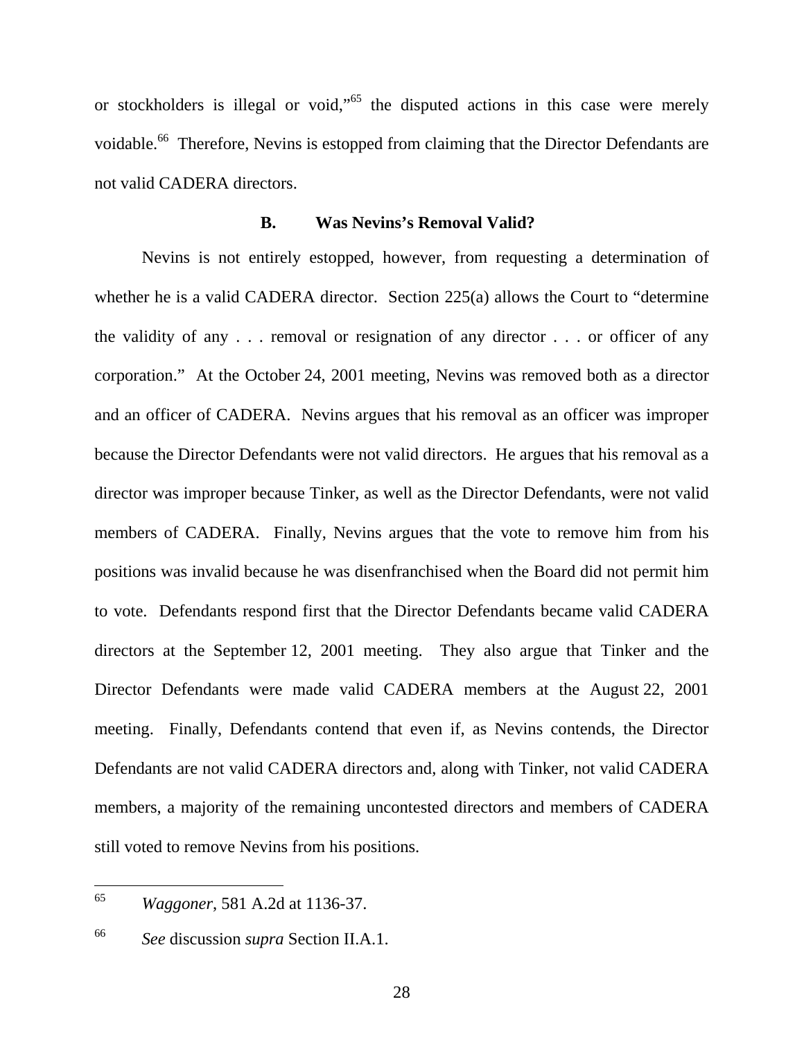or stockholders is illegal or void,"[65] the disputed actions in this case were merely voidable.[66] Therefore, Nevins is estopped from claiming that the Director Defendants are not valid CADERA directors.

### B. Was Nevins's Removal Valid?

Nevins is not entirely estopped, however, from requesting a determination of whether he is a valid CADERA director. Section 225(a) allows the Court to "determine the validity of any . . . removal or resignation of any director . . . or officer of any corporation." At the October 24, 2001 meeting, Nevins was removed both as a director and an officer of CADERA. Nevins argues that his removal as an officer was improper because the Director Defendants were not valid directors. He argues that his removal as a director was improper because Tinker, as well as the Director Defendants, were not valid members of CADERA. Finally, Nevins argues that the vote to remove him from his positions was invalid because he was disenfranchised when the Board did not permit him to vote. Defendants respond first that the Director Defendants became valid CADERA directors at the September 12, 2001 meeting. They also argue that Tinker and the Director Defendants were made valid CADERA members at the August 22, 2001 meeting. Finally, Defendants contend that even if, as Nevins contends, the Director Defendants are not valid CADERA directors and, along with Tinker, not valid CADERA members, a majority of the remaining uncontested directors and members of CADERA still voted to remove Nevins from his positions.

---

[65] *Waggoner*, 581 A.2d at 1136-37.

[66] *See* discussion *supra* Section II.A.1.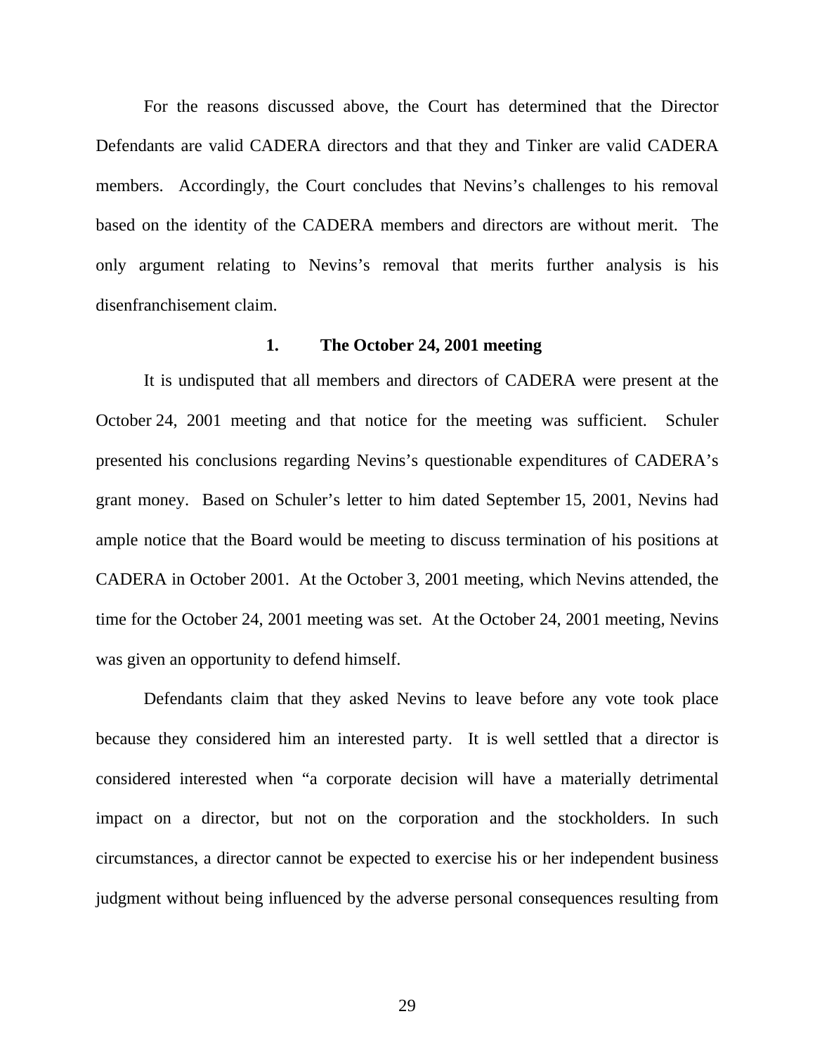For the reasons discussed above, the Court has determined that the Director Defendants are valid CADERA directors and that they and Tinker are valid CADERA members. Accordingly, the Court concludes that Nevins's challenges to his removal based on the identity of the CADERA members and directors are without merit. The only argument relating to Nevins's removal that merits further analysis is his disenfranchisement claim.

### 1. The October 24, 2001 meeting

It is undisputed that all members and directors of CADERA were present at the October 24, 2001 meeting and that notice for the meeting was sufficient. Schuler presented his conclusions regarding Nevins's questionable expenditures of CADERA's grant money. Based on Schuler's letter to him dated September 15, 2001, Nevins had ample notice that the Board would be meeting to discuss termination of his positions at CADERA in October 2001. At the October 3, 2001 meeting, which Nevins attended, the time for the October 24, 2001 meeting was set. At the October 24, 2001 meeting, Nevins was given an opportunity to defend himself.

Defendants claim that they asked Nevins to leave before any vote took place because they considered him an interested party. It is well settled that a director is considered interested when "a corporate decision will have a materially detrimental impact on a director, but not on the corporation and the stockholders. In such circumstances, a director cannot be expected to exercise his or her independent business judgment without being influenced by the adverse personal consequences resulting from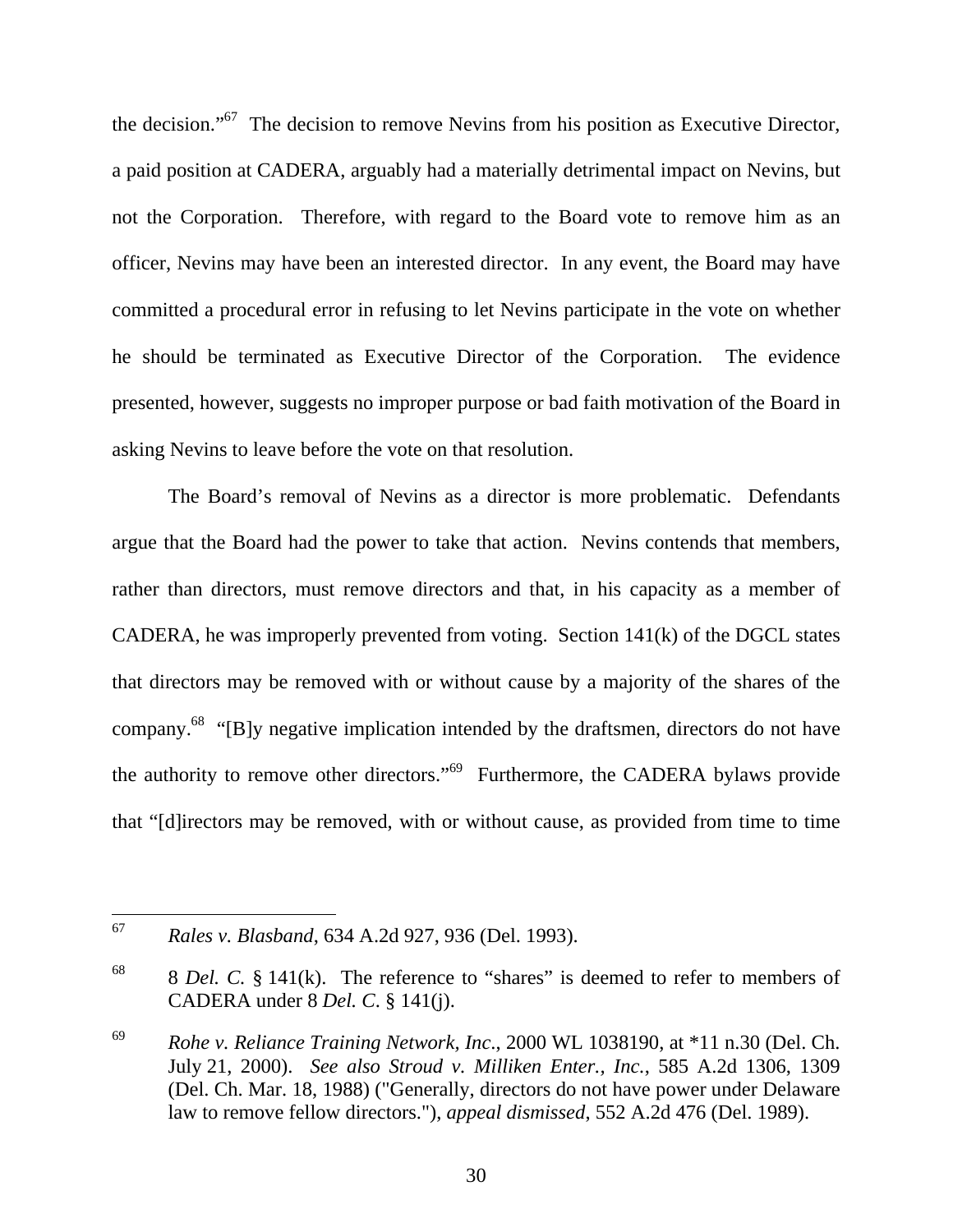the decision."[67] The decision to remove Nevins from his position as Executive Director, a paid position at CADERA, arguably had a materially detrimental impact on Nevins, but not the Corporation. Therefore, with regard to the Board vote to remove him as an officer, Nevins may have been an interested director. In any event, the Board may have committed a procedural error in refusing to let Nevins participate in the vote on whether he should be terminated as Executive Director of the Corporation. The evidence presented, however, suggests no improper purpose or bad faith motivation of the Board in asking Nevins to leave before the vote on that resolution.

The Board's removal of Nevins as a director is more problematic. Defendants argue that the Board had the power to take that action. Nevins contends that members, rather than directors, must remove directors and that, in his capacity as a member of CADERA, he was improperly prevented from voting. Section 141(k) of the DGCL states that directors may be removed with or without cause by a majority of the shares of the company.[68] "[B]y negative implication intended by the draftsmen, directors do not have the authority to remove other directors."[69] Furthermore, the CADERA bylaws provide that "[d]irectors may be removed, with or without cause, as provided from time to time

---

[67] *Rales v. Blasband*, 634 A.2d 927, 936 (Del. 1993).

[68] 8 *Del. C.* § 141(k). The reference to "shares" is deemed to refer to members of CADERA under 8 *Del. C.* § 141(j).

[69] *Rohe v. Reliance Training Network, Inc*., 2000 WL 1038190, at *11 n.30 (Del. Ch. July 21, 2000). *See also Stroud v. Milliken Enter., Inc.*, 585 A.2d 1306, 1309 (Del. Ch. Mar. 18, 1988) ("Generally, directors do not have power under Delaware law to remove fellow directors."), *appeal dismissed*, 552 A.2d 476 (Del. 1989).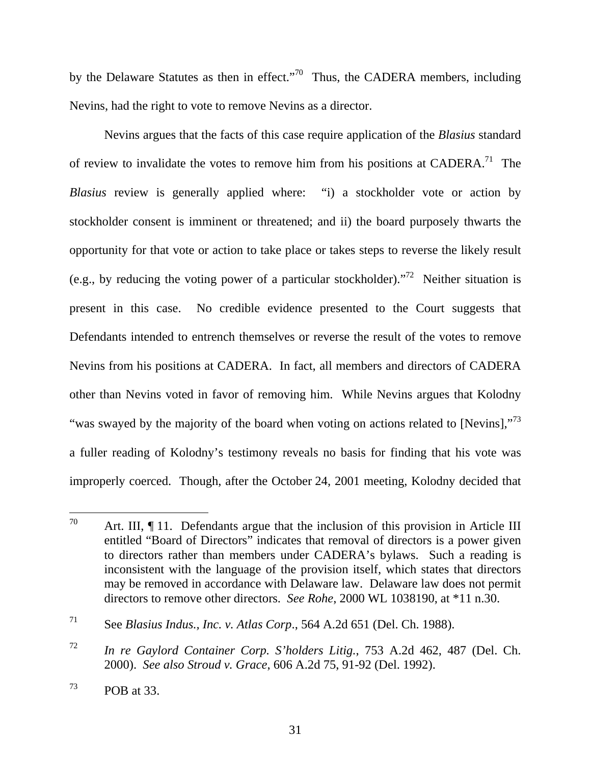by the Delaware Statutes as then in effect."[70] Thus, the CADERA members, including Nevins, had the right to vote to remove Nevins as a director.

Nevins argues that the facts of this case require application of the *Blasius* standard of review to invalidate the votes to remove him from his positions at CADERA.[71] The *Blasius* review is generally applied where: "i) a stockholder vote or action by stockholder consent is imminent or threatened; and ii) the board purposely thwarts the opportunity for that vote or action to take place or takes steps to reverse the likely result (e.g., by reducing the voting power of a particular stockholder)."[72] Neither situation is present in this case. No credible evidence presented to the Court suggests that Defendants intended to entrench themselves or reverse the result of the votes to remove Nevins from his positions at CADERA. In fact, all members and directors of CADERA other than Nevins voted in favor of removing him. While Nevins argues that Kolodny "was swayed by the majority of the board when voting on actions related to [Nevins],"[73] a fuller reading of Kolodny's testimony reveals no basis for finding that his vote was improperly coerced. Though, after the October 24, 2001 meeting, Kolodny decided that

---

[70] Art. III, ¶ 11. Defendants argue that the inclusion of this provision in Article III entitled "Board of Directors" indicates that removal of directors is a power given to directors rather than members under CADERA's bylaws. Such a reading is inconsistent with the language of the provision itself, which states that directors may be removed in accordance with Delaware law. Delaware law does not permit directors to remove other directors. *See Rohe*, 2000 WL 1038190, at *11 n.30.

[71] See *Blasius Indus., Inc. v. Atlas Corp*., 564 A.2d 651 (Del. Ch. 1988).

[72] *In re Gaylord Container Corp. S'holders Litig.*, 753 A.2d 462, 487 (Del. Ch. 2000). *See also Stroud v. Grace*, 606 A.2d 75, 91-92 (Del. 1992).

[73] POB at 33.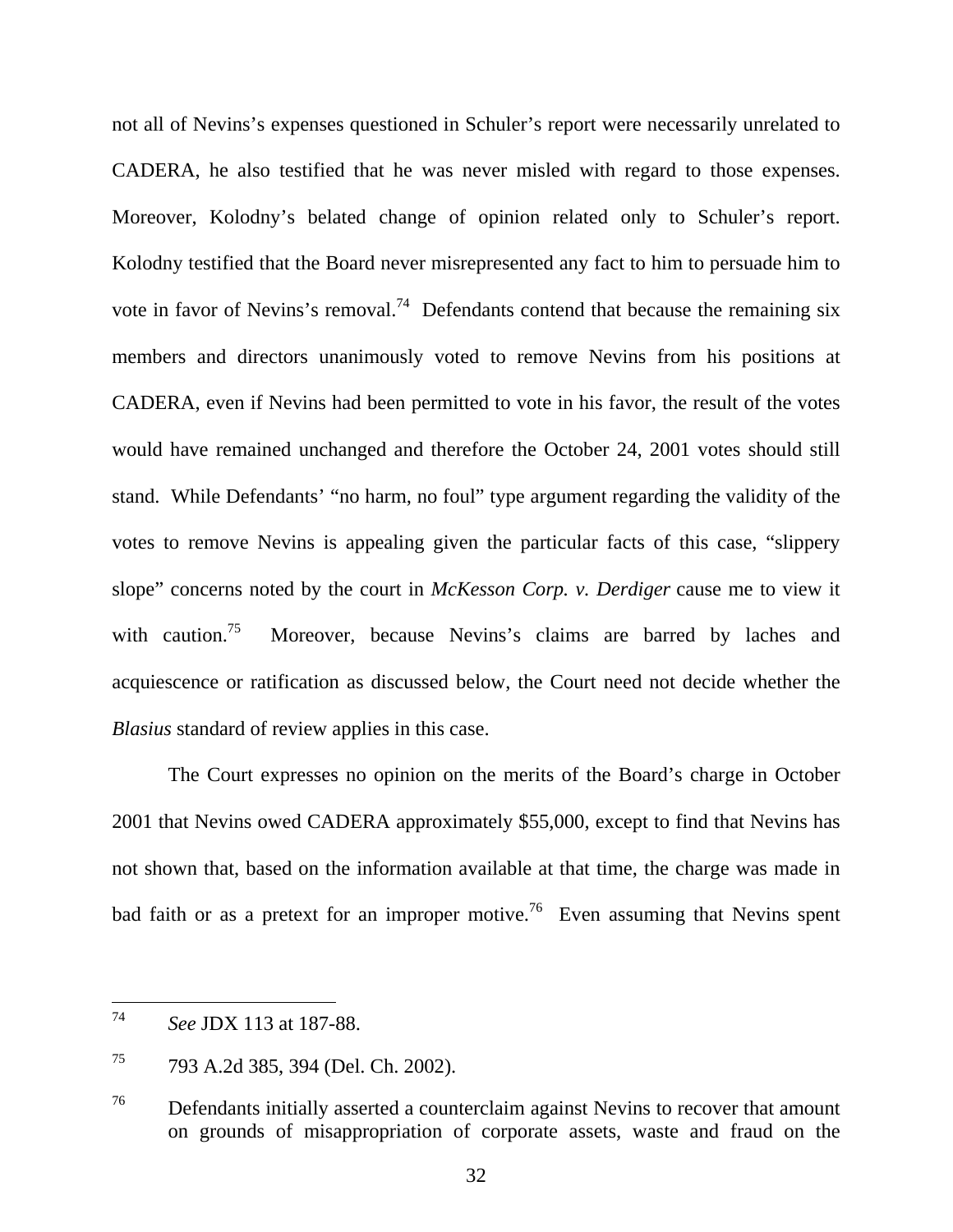not all of Nevins's expenses questioned in Schuler's report were necessarily unrelated to CADERA, he also testified that he was never misled with regard to those expenses. Moreover, Kolodny's belated change of opinion related only to Schuler's report. Kolodny testified that the Board never misrepresented any fact to him to persuade him to vote in favor of Nevins's removal.[74] Defendants contend that because the remaining six members and directors unanimously voted to remove Nevins from his positions at CADERA, even if Nevins had been permitted to vote in his favor, the result of the votes would have remained unchanged and therefore the October 24, 2001 votes should still stand. While Defendants' "no harm, no foul" type argument regarding the validity of the votes to remove Nevins is appealing given the particular facts of this case, "slippery slope" concerns noted by the court in *McKesson Corp. v. Derdiger* cause me to view it with caution.[75] Moreover, because Nevins's claims are barred by laches and acquiescence or ratification as discussed below, the Court need not decide whether the *Blasius* standard of review applies in this case.

The Court expresses no opinion on the merits of the Board's charge in October 2001 that Nevins owed CADERA approximately $55,000, except to find that Nevins has not shown that, based on the information available at that time, the charge was made in bad faith or as a pretext for an improper motive.[76] Even assuming that Nevins spent

---

[74] *See* JDX 113 at 187-88.

[75] 793 A.2d 385, 394 (Del. Ch. 2002).

[76] Defendants initially asserted a counterclaim against Nevins to recover that amount on grounds of misappropriation of corporate assets, waste and fraud on the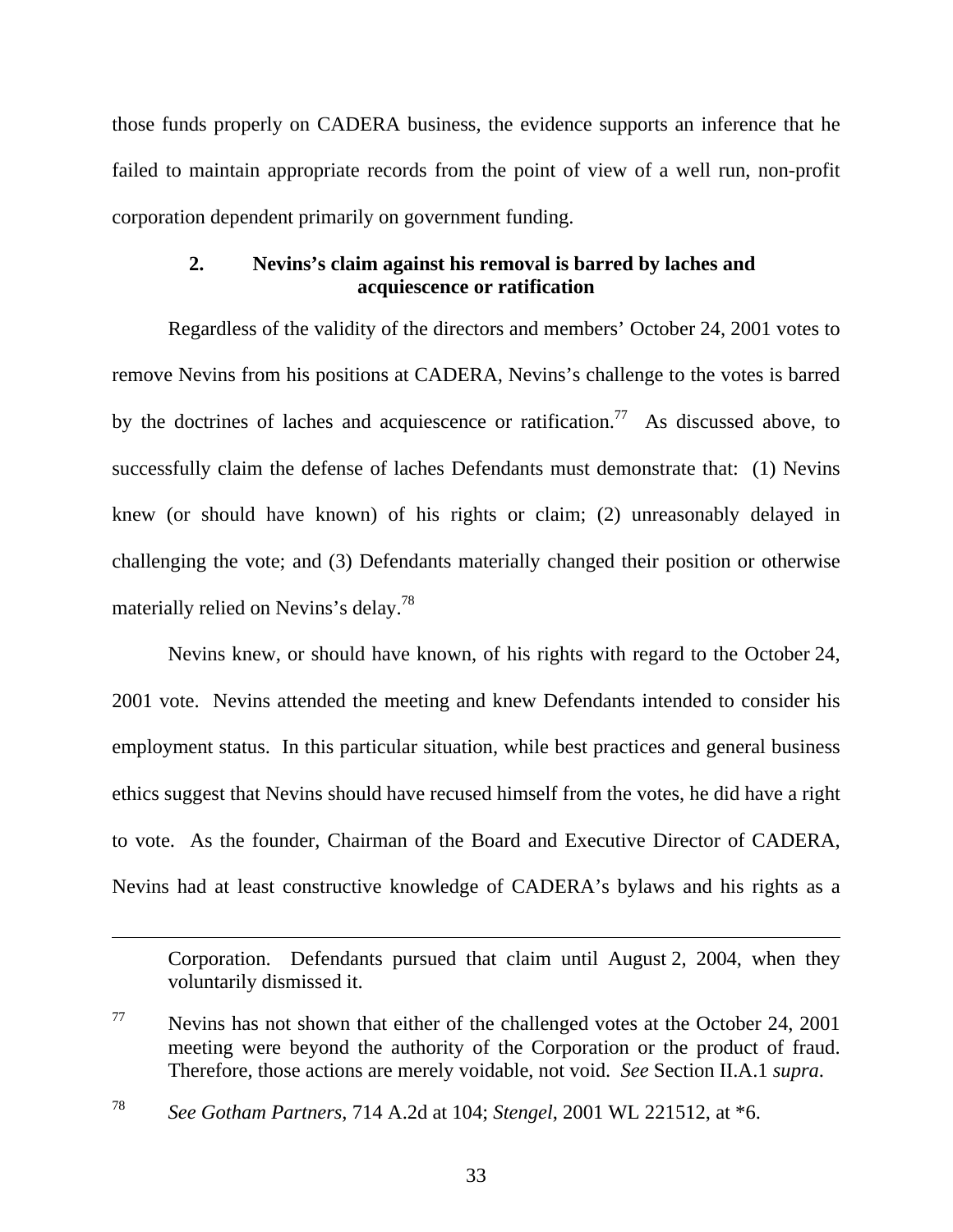those funds properly on CADERA business, the evidence supports an inference that he failed to maintain appropriate records from the point of view of a well run, non-profit corporation dependent primarily on government funding.

### 2. Nevins's claim against his removal is barred by laches and acquiescence or ratification

Regardless of the validity of the directors and members' October 24, 2001 votes to remove Nevins from his positions at CADERA, Nevins's challenge to the votes is barred by the doctrines of laches and acquiescence or ratification.[77] As discussed above, to successfully claim the defense of laches Defendants must demonstrate that: (1) Nevins knew (or should have known) of his rights or claim; (2) unreasonably delayed in challenging the vote; and (3) Defendants materially changed their position or otherwise materially relied on Nevins's delay.[78]

Nevins knew, or should have known, of his rights with regard to the October 24, 2001 vote. Nevins attended the meeting and knew Defendants intended to consider his employment status. In this particular situation, while best practices and general business ethics suggest that Nevins should have recused himself from the votes, he did have a right to vote. As the founder, Chairman of the Board and Executive Director of CADERA, Nevins had at least constructive knowledge of CADERA's bylaws and his rights as a

---

Corporation. Defendants pursued that claim until August 2, 2004, when they voluntarily dismissed it.

[77] Nevins has not shown that either of the challenged votes at the October 24, 2001 meeting were beyond the authority of the Corporation or the product of fraud. Therefore, those actions are merely voidable, not void. *See* Section II.A.1 *supra*.

[78] *See Gotham Partners*, 714 A.2d at 104; *Stengel*, 2001 WL 221512, at *6.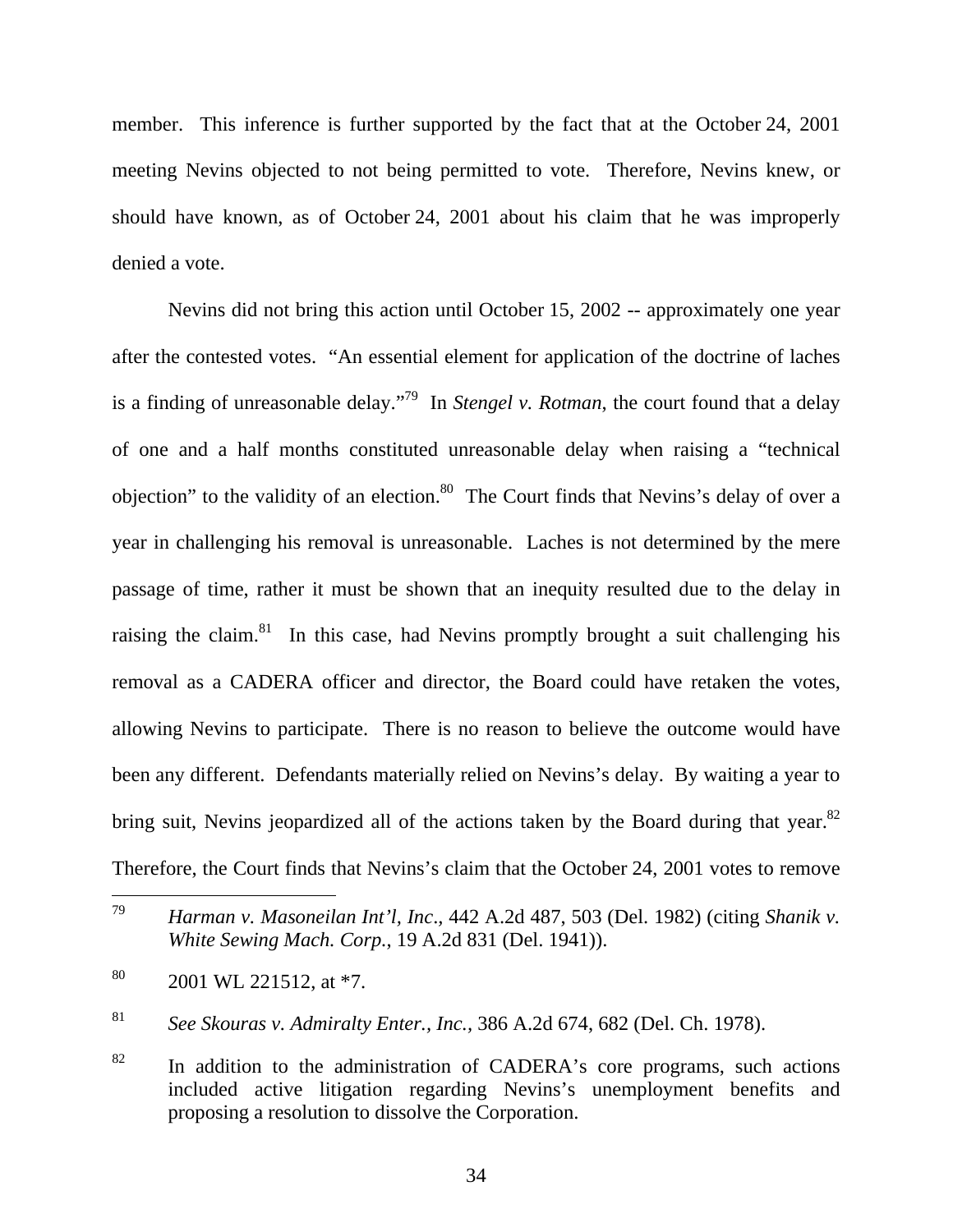member. This inference is further supported by the fact that at the October 24, 2001 meeting Nevins objected to not being permitted to vote. Therefore, Nevins knew, or should have known, as of October 24, 2001 about his claim that he was improperly denied a vote.

Nevins did not bring this action until October 15, 2002 -- approximately one year after the contested votes. "An essential element for application of the doctrine of laches is a finding of unreasonable delay."[79] In *Stengel v. Rotman*, the court found that a delay of one and a half months constituted unreasonable delay when raising a "technical objection" to the validity of an election.[80] The Court finds that Nevins's delay of over a year in challenging his removal is unreasonable. Laches is not determined by the mere passage of time, rather it must be shown that an inequity resulted due to the delay in raising the claim.[81] In this case, had Nevins promptly brought a suit challenging his removal as a CADERA officer and director, the Board could have retaken the votes, allowing Nevins to participate. There is no reason to believe the outcome would have been any different. Defendants materially relied on Nevins's delay. By waiting a year to bring suit, Nevins jeopardized all of the actions taken by the Board during that year.[82] Therefore, the Court finds that Nevins's claim that the October 24, 2001 votes to remove

---

[79] *Harman v. Masoneilan Int'l, Inc*., 442 A.2d 487, 503 (Del. 1982) (citing *Shanik v. White Sewing Mach. Corp.*, 19 A.2d 831 (Del. 1941)).

[80] 2001 WL 221512, at *7.

[81] *See Skouras v. Admiralty Enter., Inc.*, 386 A.2d 674, 682 (Del. Ch. 1978).

[82] In addition to the administration of CADERA's core programs, such actions included active litigation regarding Nevins's unemployment benefits and proposing a resolution to dissolve the Corporation.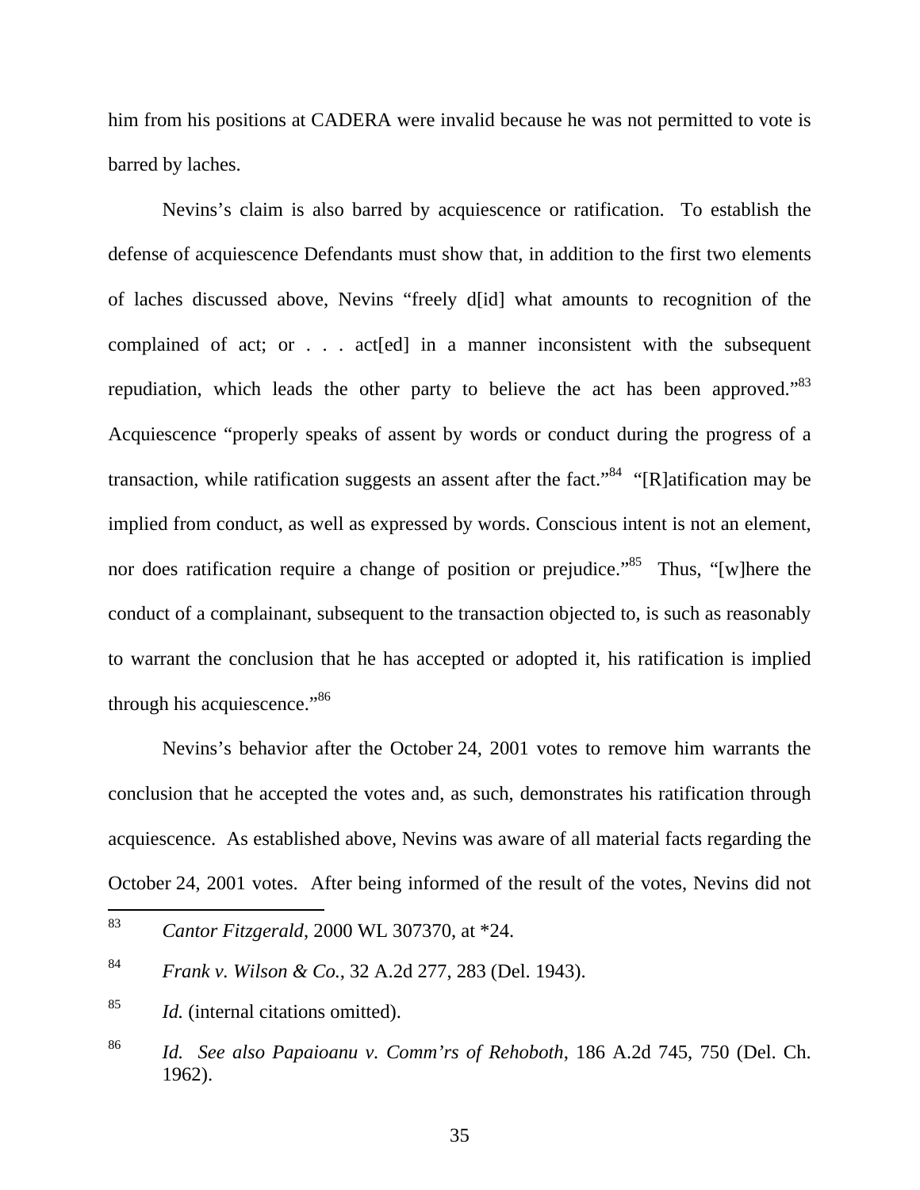him from his positions at CADERA were invalid because he was not permitted to vote is barred by laches.

Nevins's claim is also barred by acquiescence or ratification. To establish the defense of acquiescence Defendants must show that, in addition to the first two elements of laches discussed above, Nevins "freely d[id] what amounts to recognition of the complained of act; or . . . act[ed] in a manner inconsistent with the subsequent repudiation, which leads the other party to believe the act has been approved."[83] Acquiescence "properly speaks of assent by words or conduct during the progress of a transaction, while ratification suggests an assent after the fact."[84] "[R]atification may be implied from conduct, as well as expressed by words. Conscious intent is not an element, nor does ratification require a change of position or prejudice."[85] Thus, "[w]here the conduct of a complainant, subsequent to the transaction objected to, is such as reasonably to warrant the conclusion that he has accepted or adopted it, his ratification is implied through his acquiescence."[86]

Nevins's behavior after the October 24, 2001 votes to remove him warrants the conclusion that he accepted the votes and, as such, demonstrates his ratification through acquiescence. As established above, Nevins was aware of all material facts regarding the October 24, 2001 votes. After being informed of the result of the votes, Nevins did not

---

[83] *Cantor Fitzgerald*, 2000 WL 307370, at *24.

[84] *Frank v. Wilson & Co.*, 32 A.2d 277, 283 (Del. 1943).

[85] *Id.* (internal citations omitted).

[86] *Id. See also Papaioanu v. Comm'rs of Rehoboth*, 186 A.2d 745, 750 (Del. Ch. 1962).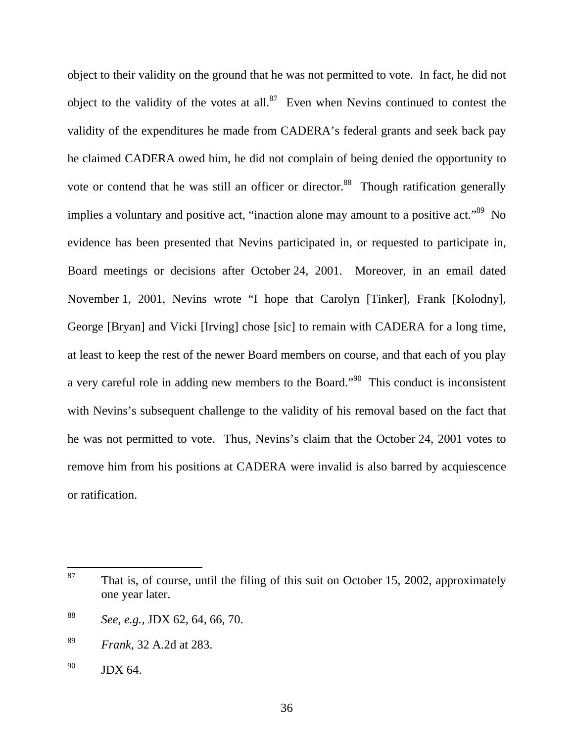object to their validity on the ground that he was not permitted to vote. In fact, he did not object to the validity of the votes at all.[87] Even when Nevins continued to contest the validity of the expenditures he made from CADERA's federal grants and seek back pay he claimed CADERA owed him, he did not complain of being denied the opportunity to vote or contend that he was still an officer or director.[88] Though ratification generally implies a voluntary and positive act, "inaction alone may amount to a positive act."[89] No evidence has been presented that Nevins participated in, or requested to participate in, Board meetings or decisions after October 24, 2001. Moreover, in an email dated November 1, 2001, Nevins wrote "I hope that Carolyn [Tinker], Frank [Kolodny], George [Bryan] and Vicki [Irving] chose [sic] to remain with CADERA for a long time, at least to keep the rest of the newer Board members on course, and that each of you play a very careful role in adding new members to the Board."[90] This conduct is inconsistent with Nevins's subsequent challenge to the validity of his removal based on the fact that he was not permitted to vote. Thus, Nevins's claim that the October 24, 2001 votes to remove him from his positions at CADERA were invalid is also barred by acquiescence or ratification.

---

[87] That is, of course, until the filing of this suit on October 15, 2002, approximately one year later.

[88] *See, e.g.,* JDX 62, 64, 66, 70.

[89] *Frank*, 32 A.2d at 283.

[90] JDX 64.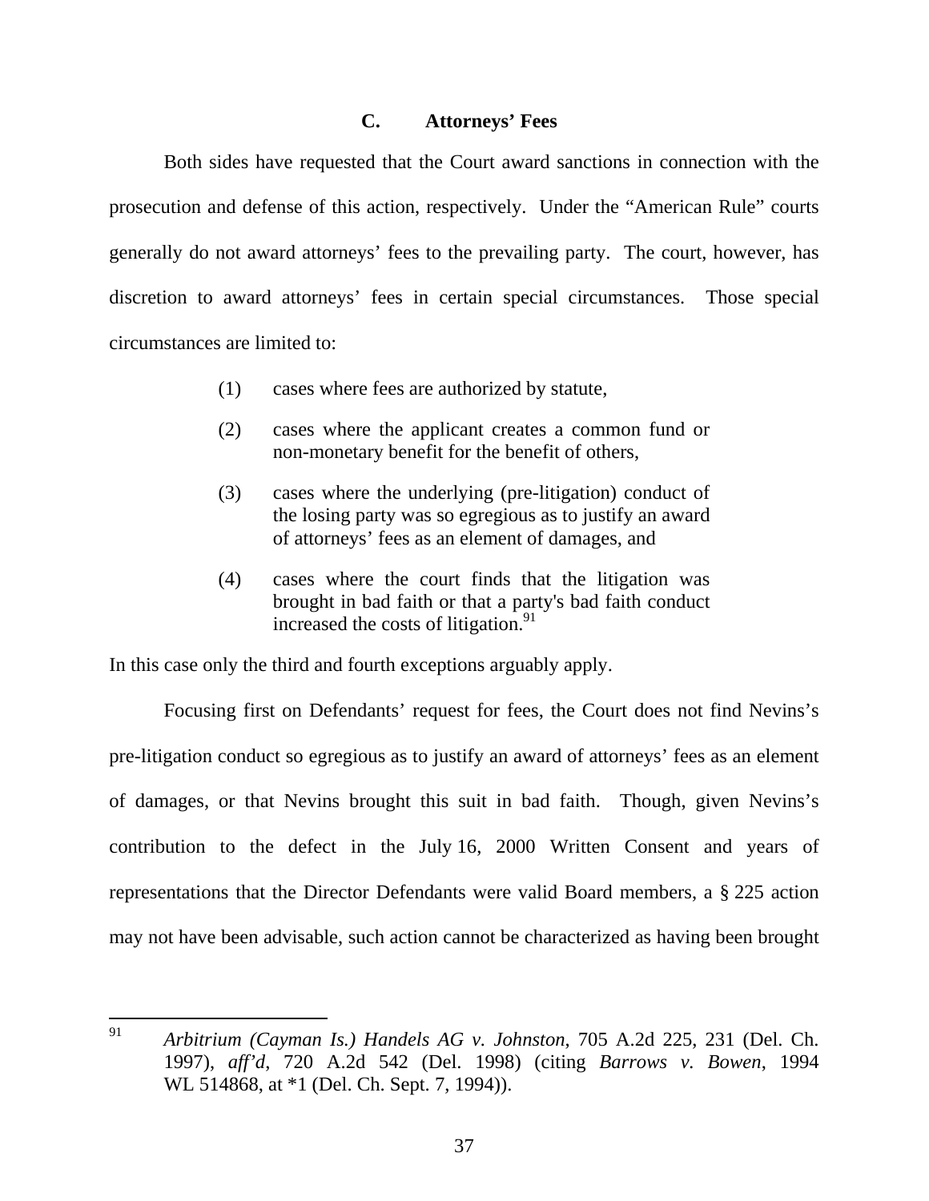### C. Attorneys' Fees

Both sides have requested that the Court award sanctions in connection with the prosecution and defense of this action, respectively. Under the "American Rule" courts generally do not award attorneys' fees to the prevailing party. The court, however, has discretion to award attorneys' fees in certain special circumstances. Those special circumstances are limited to:

> (1) cases where fees are authorized by statute,
>
> (2) cases where the applicant creates a common fund or non-monetary benefit for the benefit of others,
>
> (3) cases where the underlying (pre-litigation) conduct of the losing party was so egregious as to justify an award of attorneys' fees as an element of damages, and
>
> (4) cases where the court finds that the litigation was brought in bad faith or that a party's bad faith conduct increased the costs of litigation.[91]

In this case only the third and fourth exceptions arguably apply.

Focusing first on Defendants' request for fees, the Court does not find Nevins's pre-litigation conduct so egregious as to justify an award of attorneys' fees as an element of damages, or that Nevins brought this suit in bad faith. Though, given Nevins's contribution to the defect in the July 16, 2000 Written Consent and years of representations that the Director Defendants were valid Board members, a § 225 action may not have been advisable, such action cannot be characterized as having been brought

---

[91] *Arbitrium (Cayman Is.) Handels AG v. Johnston*, 705 A.2d 225, 231 (Del. Ch. 1997), *aff'd*, 720 A.2d 542 (Del. 1998) (citing *Barrows v. Bowen*, 1994 WL 514868, at *1 (Del. Ch. Sept. 7, 1994)).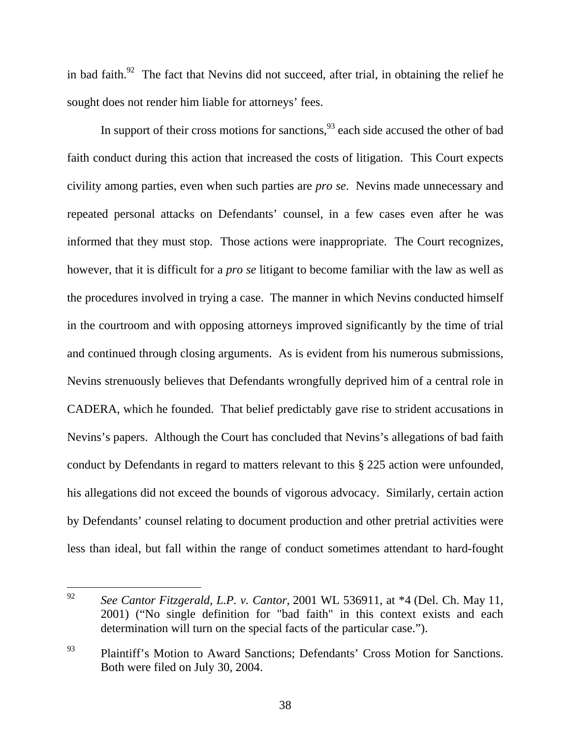in bad faith.[92] The fact that Nevins did not succeed, after trial, in obtaining the relief he sought does not render him liable for attorneys' fees.

In support of their cross motions for sanctions,[93] each side accused the other of bad faith conduct during this action that increased the costs of litigation. This Court expects civility among parties, even when such parties are *pro se*. Nevins made unnecessary and repeated personal attacks on Defendants' counsel, in a few cases even after he was informed that they must stop. Those actions were inappropriate. The Court recognizes, however, that it is difficult for a *pro se* litigant to become familiar with the law as well as the procedures involved in trying a case. The manner in which Nevins conducted himself in the courtroom and with opposing attorneys improved significantly by the time of trial and continued through closing arguments. As is evident from his numerous submissions, Nevins strenuously believes that Defendants wrongfully deprived him of a central role in CADERA, which he founded. That belief predictably gave rise to strident accusations in Nevins's papers. Although the Court has concluded that Nevins's allegations of bad faith conduct by Defendants in regard to matters relevant to this § 225 action were unfounded, his allegations did not exceed the bounds of vigorous advocacy. Similarly, certain action by Defendants' counsel relating to document production and other pretrial activities were less than ideal, but fall within the range of conduct sometimes attendant to hard-fought

---

[92] *See Cantor Fitzgerald, L.P. v. Cantor*, 2001 WL 536911, at *4 (Del. Ch. May 11, 2001) ("No single definition for "bad faith" in this context exists and each determination will turn on the special facts of the particular case.").

[93] Plaintiff's Motion to Award Sanctions; Defendants' Cross Motion for Sanctions. Both were filed on July 30, 2004.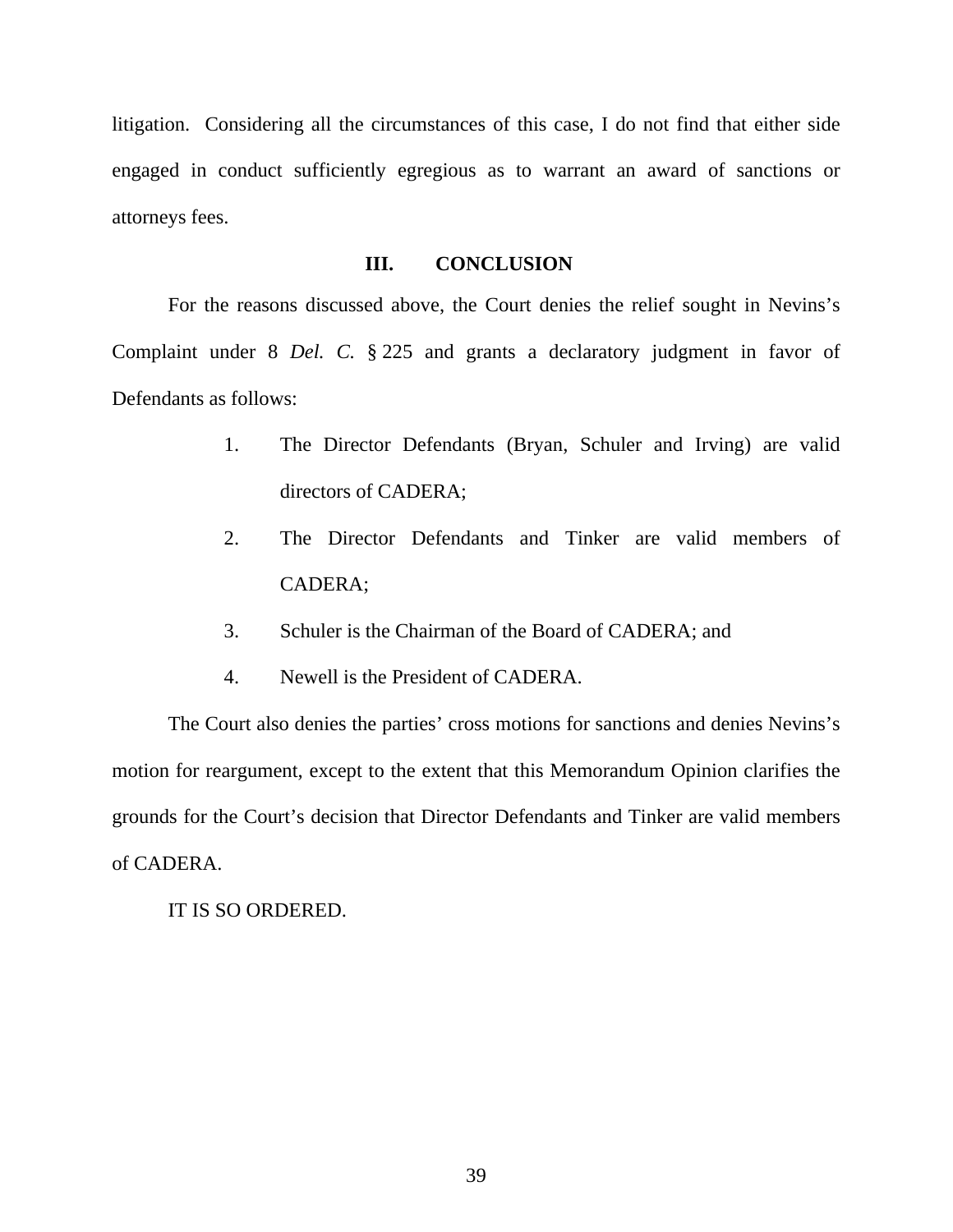litigation. Considering all the circumstances of this case, I do not find that either side engaged in conduct sufficiently egregious as to warrant an award of sanctions or attorneys fees.

## III. CONCLUSION

For the reasons discussed above, the Court denies the relief sought in Nevins's Complaint under 8 *Del. C.* § 225 and grants a declaratory judgment in favor of Defendants as follows:

1. The Director Defendants (Bryan, Schuler and Irving) are valid directors of CADERA;
2. The Director Defendants and Tinker are valid members of CADERA;
3. Schuler is the Chairman of the Board of CADERA; and
4. Newell is the President of CADERA.

The Court also denies the parties' cross motions for sanctions and denies Nevins's motion for reargument, except to the extent that this Memorandum Opinion clarifies the grounds for the Court's decision that Director Defendants and Tinker are valid members of CADERA.

IT IS SO ORDERED.